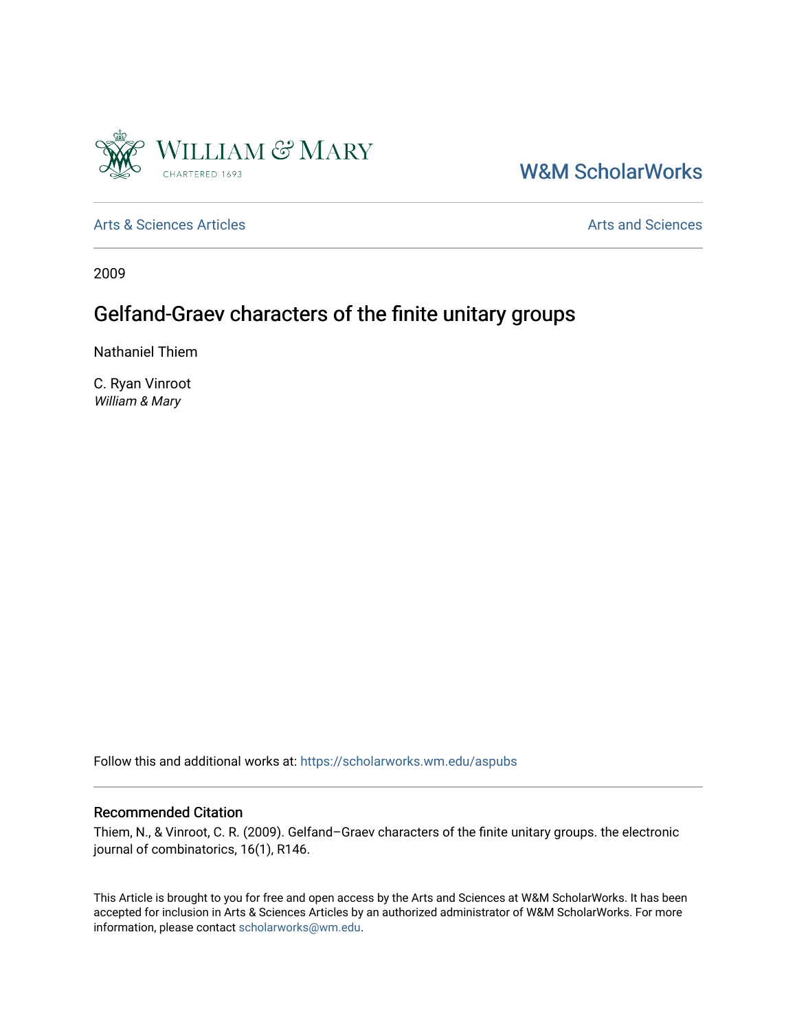William & Mary

CHARTERED 1693

W&M ScholarWorks

Arts & Sciences Articles

Arts and Sciences

2009

# Gelfand-Graev characters of the finite unitary groups

Nathaniel Thiem

C. Ryan Vinroot
*William & Mary*

Follow this and additional works at: https://scholarworks.wm.edu/aspubs

## Recommended Citation

Thiem, N., & Vinroot, C. R. (2009). Gelfand–Graev characters of the finite unitary groups. the electronic journal of combinatorics, 16(1), R146.

This Article is brought to you for free and open access by the Arts and Sciences at W&M ScholarWorks. It has been accepted for inclusion in Arts & Sciences Articles by an authorized administrator of W&M ScholarWorks. For more information, please contact scholarworks@wm.edu.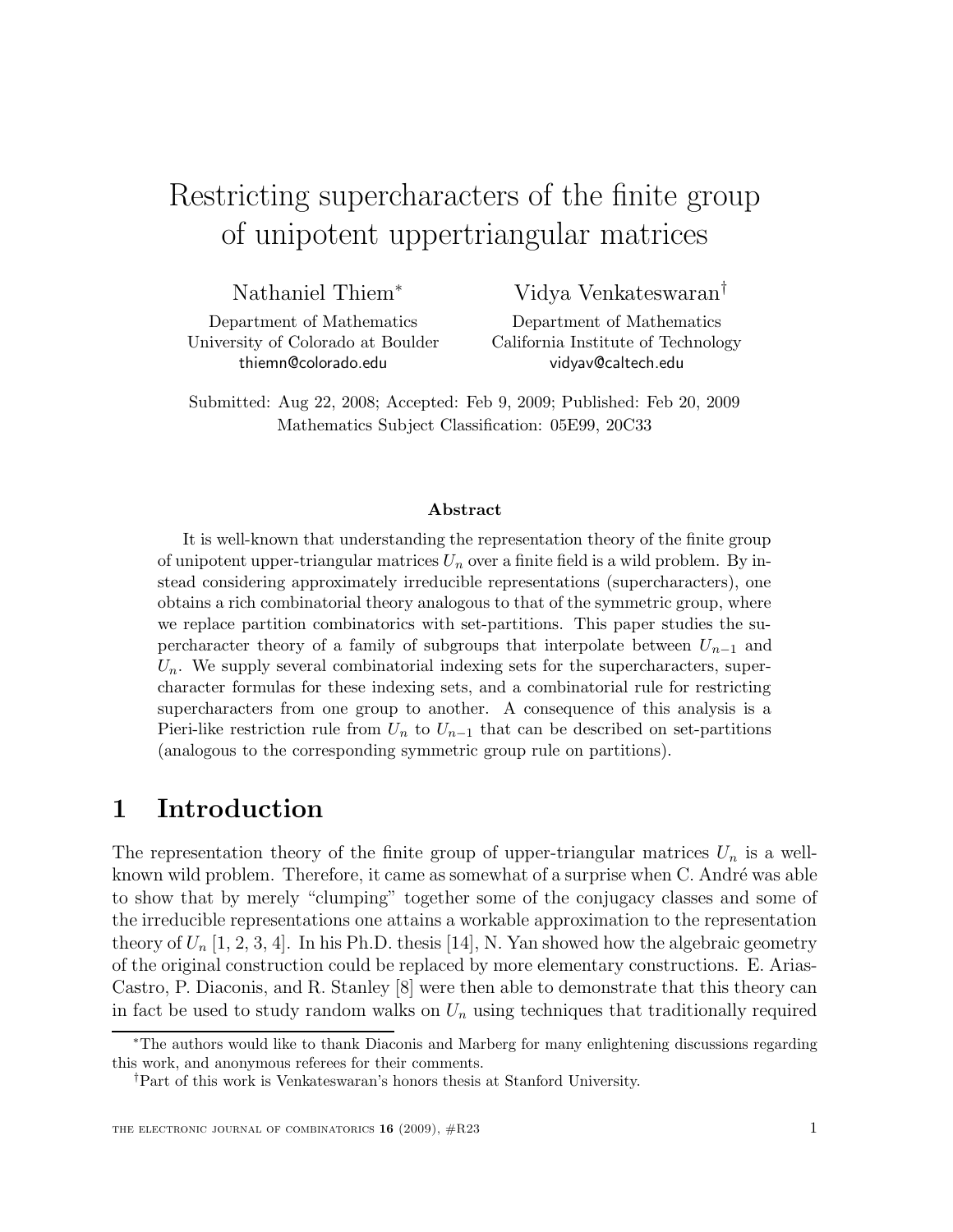# Restricting supercharacters of the finite group of unipotent uppertriangular matrices

Nathaniel Thiem[*]

Department of Mathematics
University of Colorado at Boulder
thiemn@colorado.edu

Vidya Venkateswaran[†]

Department of Mathematics
California Institute of Technology
vidyav@caltech.edu

Submitted: Aug 22, 2008; Accepted: Feb 9, 2009; Published: Feb 20, 2009
Mathematics Subject Classification: 05E99, 20C33

**Abstract**

It is well-known that understanding the representation theory of the finite group of unipotent upper-triangular matrices $U_n$ over a finite field is a wild problem. By instead considering approximately irreducible representations (supercharacters), one obtains a rich combinatorial theory analogous to that of the symmetric group, where we replace partition combinatorics with set-partitions. This paper studies the supercharacter theory of a family of subgroups that interpolate between $U_{n-1}$ and $U_n$. We supply several combinatorial indexing sets for the supercharacters, supercharacter formulas for these indexing sets, and a combinatorial rule for restricting supercharacters from one group to another. A consequence of this analysis is a Pieri-like restriction rule from $U_n$ to $U_{n-1}$ that can be described on set-partitions (analogous to the corresponding symmetric group rule on partitions).

## 1 Introduction

The representation theory of the finite group of upper-triangular matrices $U_n$ is a well-known wild problem. Therefore, it came as somewhat of a surprise when C. André was able to show that by merely "clumping" together some of the conjugacy classes and some of the irreducible representations one attains a workable approximation to the representation theory of $U_n$ [1, 2, 3, 4]. In his Ph.D. thesis [14], N. Yan showed how the algebraic geometry of the original construction could be replaced by more elementary constructions. E. Arias-Castro, P. Diaconis, and R. Stanley [8] were then able to demonstrate that this theory can in fact be used to study random walks on $U_n$ using techniques that traditionally required

[*]The authors would like to thank Diaconis and Marberg for many enlightening discussions regarding this work, and anonymous referees for their comments.

[†]Part of this work is Venkateswaran's honors thesis at Stanford University.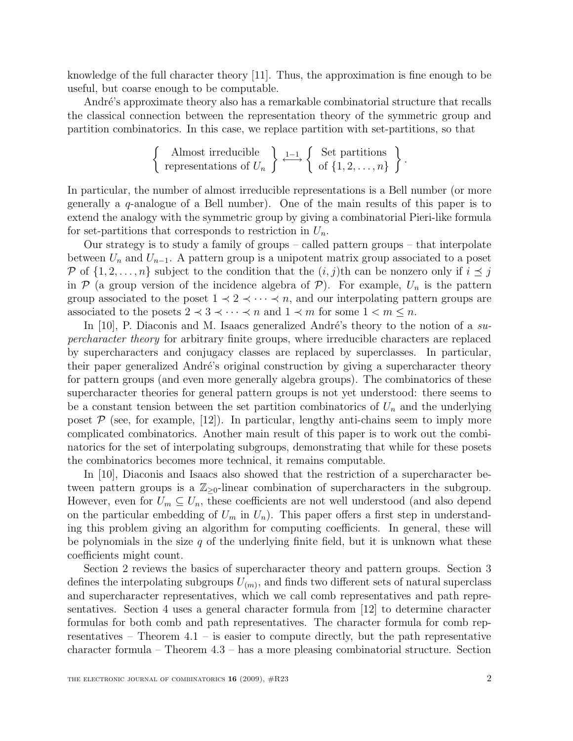knowledge of the full character theory [11]. Thus, the approximation is fine enough to be useful, but coarse enough to be computable.

André's approximate theory also has a remarkable combinatorial structure that recalls the classical connection between the representation theory of the symmetric group and partition combinatorics. In this case, we replace partition with set-partitions, so that

$$\left\{ \begin{array}{c} \text{Almost irreducible} \\ \text{representations of } U_n \end{array} \right\} \overset{1-1}{\longleftrightarrow} \left\{ \begin{array}{c} \text{Set partitions} \\ \text{of } \{1,2,\ldots,n\} \end{array} \right\}.$$

In particular, the number of almost irreducible representations is a Bell number (or more generally a $q$-analogue of a Bell number). One of the main results of this paper is to extend the analogy with the symmetric group by giving a combinatorial Pieri-like formula for set-partitions that corresponds to restriction in $U_n$.

Our strategy is to study a family of groups – called pattern groups – that interpolate between $U_n$ and $U_{n-1}$. A pattern group is a unipotent matrix group associated to a poset $\mathcal{P}$ of $\{1,2,\ldots,n\}$ subject to the condition that the $(i,j)$th can be nonzero only if $i \preceq j$ in $\mathcal{P}$ (a group version of the incidence algebra of $\mathcal{P}$). For example, $U_n$ is the pattern group associated to the poset $1 \prec 2 \prec \cdots \prec n$, and our interpolating pattern groups are associated to the posets $2 \prec 3 \prec \cdots \prec n$ and $1 \prec m$ for some $1 < m \leq n$.

In [10], P. Diaconis and M. Isaacs generalized André's theory to the notion of a *supercharacter theory* for arbitrary finite groups, where irreducible characters are replaced by supercharacters and conjugacy classes are replaced by superclasses. In particular, their paper generalized André's original construction by giving a supercharacter theory for pattern groups (and even more generally algebra groups). The combinatorics of these supercharacter theories for general pattern groups is not yet understood: there seems to be a constant tension between the set partition combinatorics of $U_n$ and the underlying poset $\mathcal{P}$ (see, for example, [12]). In particular, lengthy anti-chains seem to imply more complicated combinatorics. Another main result of this paper is to work out the combinatorics for the set of interpolating subgroups, demonstrating that while for these posets the combinatorics becomes more technical, it remains computable.

In [10], Diaconis and Isaacs also showed that the restriction of a supercharacter between pattern groups is a $\mathbb{Z}_{\geq 0}$-linear combination of supercharacters in the subgroup. However, even for $U_m \subseteq U_n$, these coefficients are not well understood (and also depend on the particular embedding of $U_m$ in $U_n$). This paper offers a first step in understanding this problem giving an algorithm for computing coefficients. In general, these will be polynomials in the size $q$ of the underlying finite field, but it is unknown what these coefficients might count.

Section 2 reviews the basics of supercharacter theory and pattern groups. Section 3 defines the interpolating subgroups $U_{(m)}$, and finds two different sets of natural superclass and supercharacter representatives, which we call comb representatives and path representatives. Section 4 uses a general character formula from [12] to determine character formulas for both comb and path representatives. The character formula for comb representatives – Theorem 4.1 – is easier to compute directly, but the path representative character formula – Theorem 4.3 – has a more pleasing combinatorial structure. Section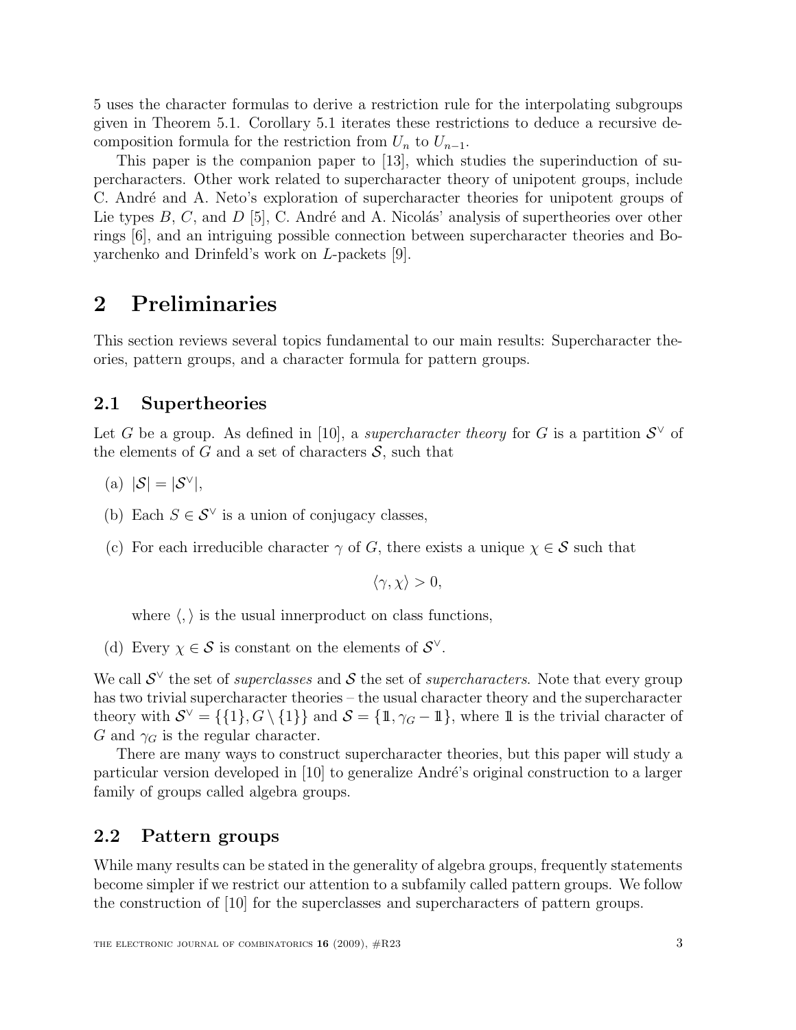5 uses the character formulas to derive a restriction rule for the interpolating subgroups given in Theorem 5.1. Corollary 5.1 iterates these restrictions to deduce a recursive decomposition formula for the restriction from $U_n$ to $U_{n-1}$.

This paper is the companion paper to [13], which studies the superinduction of supercharacters. Other work related to supercharacter theory of unipotent groups, include C. André and A. Neto's exploration of supercharacter theories for unipotent groups of Lie types $B$, $C$, and $D$ [5], C. André and A. Nicolás' analysis of supertheories over other rings [6], and an intriguing possible connection between supercharacter theories and Boyarchenko and Drinfeld's work on $L$-packets [9].

# 2 Preliminaries

This section reviews several topics fundamental to our main results: Supercharacter theories, pattern groups, and a character formula for pattern groups.

## 2.1 Supertheories

Let $G$ be a group. As defined in [10], a *supercharacter theory* for $G$ is a partition $\mathcal{S}^\vee$ of the elements of $G$ and a set of characters $\mathcal{S}$, such that

(a) $|\mathcal{S}| = |\mathcal{S}^\vee|$,

(b) Each $S \in \mathcal{S}^\vee$ is a union of conjugacy classes,

(c) For each irreducible character $\gamma$ of $G$, there exists a unique $\chi \in \mathcal{S}$ such that

$$\langle \gamma, \chi \rangle > 0,$$

where $\langle , \rangle$ is the usual innerproduct on class functions,

(d) Every $\chi \in \mathcal{S}$ is constant on the elements of $\mathcal{S}^\vee$.

We call $\mathcal{S}^\vee$ the set of *superclasses* and $\mathcal{S}$ the set of *supercharacters*. Note that every group has two trivial supercharacter theories – the usual character theory and the supercharacter theory with $\mathcal{S}^\vee = \{\{1\}, G \setminus \{1\}\}$ and $\mathcal{S} = \{1\!\!1, \gamma_G - 1\!\!1\}$, where $1\!\!1$ is the trivial character of $G$ and $\gamma_G$ is the regular character.

There are many ways to construct supercharacter theories, but this paper will study a particular version developed in [10] to generalize André's original construction to a larger family of groups called algebra groups.

## 2.2 Pattern groups

While many results can be stated in the generality of algebra groups, frequently statements become simpler if we restrict our attention to a subfamily called pattern groups. We follow the construction of [10] for the superclasses and supercharacters of pattern groups.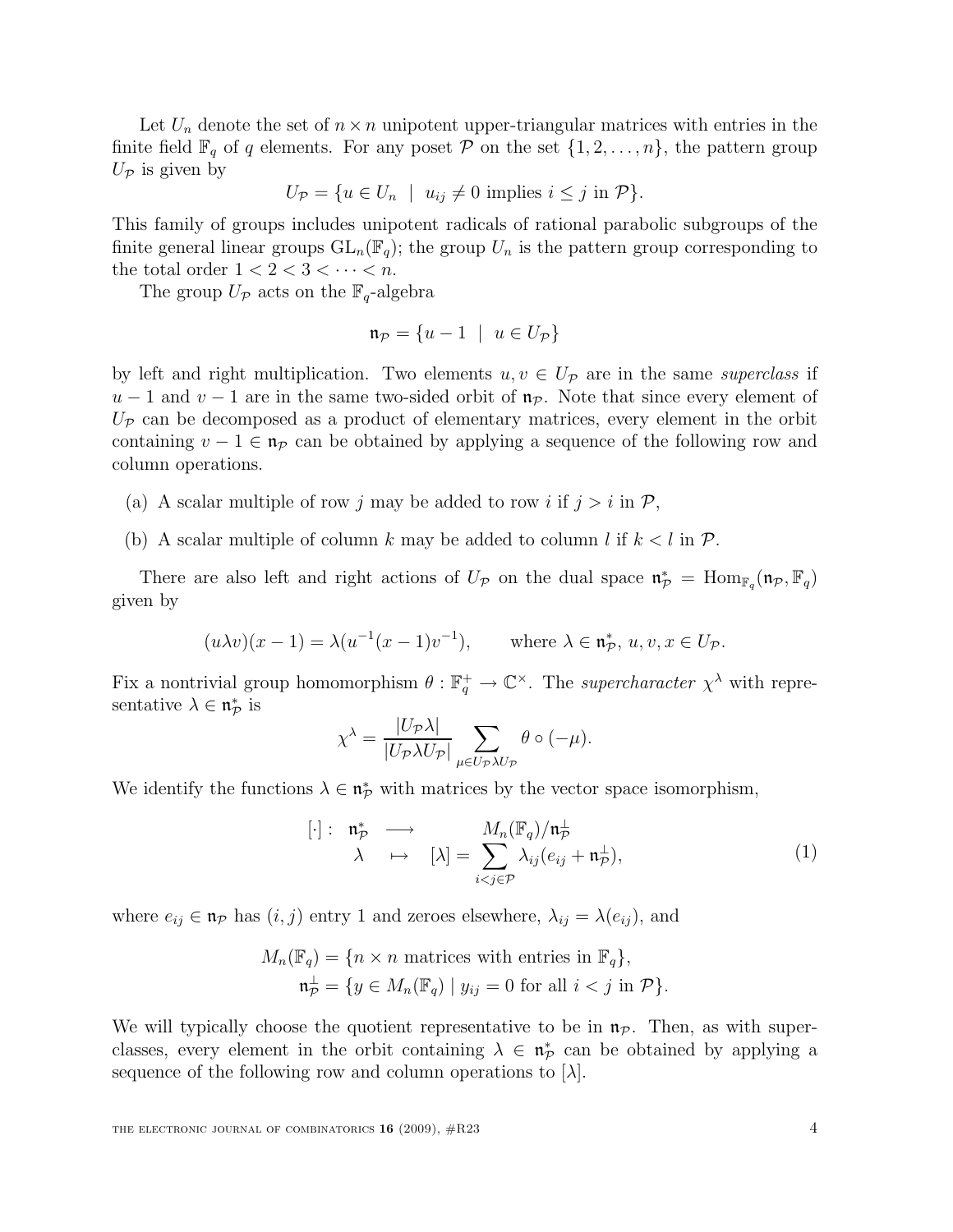Let $U_n$ denote the set of $n \times n$ unipotent upper-triangular matrices with entries in the finite field $\mathbb{F}_q$ of $q$ elements. For any poset $\mathcal{P}$ on the set $\{1, 2, \ldots, n\}$, the pattern group $U_\mathcal{P}$ is given by

$$U_\mathcal{P} = \{u \in U_n \mid u_{ij} \neq 0 \text{ implies } i \leq j \text{ in } \mathcal{P}\}.$$

This family of groups includes unipotent radicals of rational parabolic subgroups of the finite general linear groups $\mathrm{GL}_n(\mathbb{F}_q)$; the group $U_n$ is the pattern group corresponding to the total order $1 < 2 < 3 < \cdots < n$.

The group $U_\mathcal{P}$ acts on the $\mathbb{F}_q$-algebra

$$\mathfrak{n}_\mathcal{P} = \{u - 1 \mid u \in U_\mathcal{P}\}$$

by left and right multiplication. Two elements $u, v \in U_\mathcal{P}$ are in the same *superclass* if $u - 1$ and $v - 1$ are in the same two-sided orbit of $\mathfrak{n}_\mathcal{P}$. Note that since every element of $U_\mathcal{P}$ can be decomposed as a product of elementary matrices, every element in the orbit containing $v - 1 \in \mathfrak{n}_\mathcal{P}$ can be obtained by applying a sequence of the following row and column operations.

(a) A scalar multiple of row $j$ may be added to row $i$ if $j > i$ in $\mathcal{P}$,

(b) A scalar multiple of column $k$ may be added to column $l$ if $k < l$ in $\mathcal{P}$.

There are also left and right actions of $U_\mathcal{P}$ on the dual space $\mathfrak{n}^*_\mathcal{P} = \mathrm{Hom}_{\mathbb{F}_q}(\mathfrak{n}_\mathcal{P}, \mathbb{F}_q)$ given by

$$(u\lambda v)(x - 1) = \lambda(u^{-1}(x - 1)v^{-1}), \qquad \text{where } \lambda \in \mathfrak{n}^*_\mathcal{P},\ u, v, x \in U_\mathcal{P}.$$

Fix a nontrivial group homomorphism $\theta : \mathbb{F}_q^+ \to \mathbb{C}^\times$. The *supercharacter* $\chi^\lambda$ with representative $\lambda \in \mathfrak{n}^*_\mathcal{P}$ is

$$\chi^\lambda = \frac{|U_\mathcal{P}\lambda|}{|U_\mathcal{P}\lambda U_\mathcal{P}|} \sum_{\mu \in U_\mathcal{P}\lambda U_\mathcal{P}} \theta \circ (-\mu).$$

We identify the functions $\lambda \in \mathfrak{n}^*_\mathcal{P}$ with matrices by the vector space isomorphism,

$$\begin{array}{rccc} [\cdot] : & \mathfrak{n}^*_\mathcal{P} & \longrightarrow & M_n(\mathbb{F}_q)/\mathfrak{n}^\perp_\mathcal{P} \\ & \lambda & \mapsto & [\lambda] = \displaystyle\sum_{i<j \in \mathcal{P}} \lambda_{ij}(e_{ij} + \mathfrak{n}^\perp_\mathcal{P}), \end{array} \tag{1}$$

where $e_{ij} \in \mathfrak{n}_\mathcal{P}$ has $(i, j)$ entry 1 and zeroes elsewhere, $\lambda_{ij} = \lambda(e_{ij})$, and

$$\begin{aligned} M_n(\mathbb{F}_q) &= \{n \times n \text{ matrices with entries in } \mathbb{F}_q\}, \\ \mathfrak{n}^\perp_\mathcal{P} &= \{y \in M_n(\mathbb{F}_q) \mid y_{ij} = 0 \text{ for all } i < j \text{ in } \mathcal{P}\}. \end{aligned}$$

We will typically choose the quotient representative to be in $\mathfrak{n}_\mathcal{P}$. Then, as with superclasses, every element in the orbit containing $\lambda \in \mathfrak{n}^*_\mathcal{P}$ can be obtained by applying a sequence of the following row and column operations to $[\lambda]$.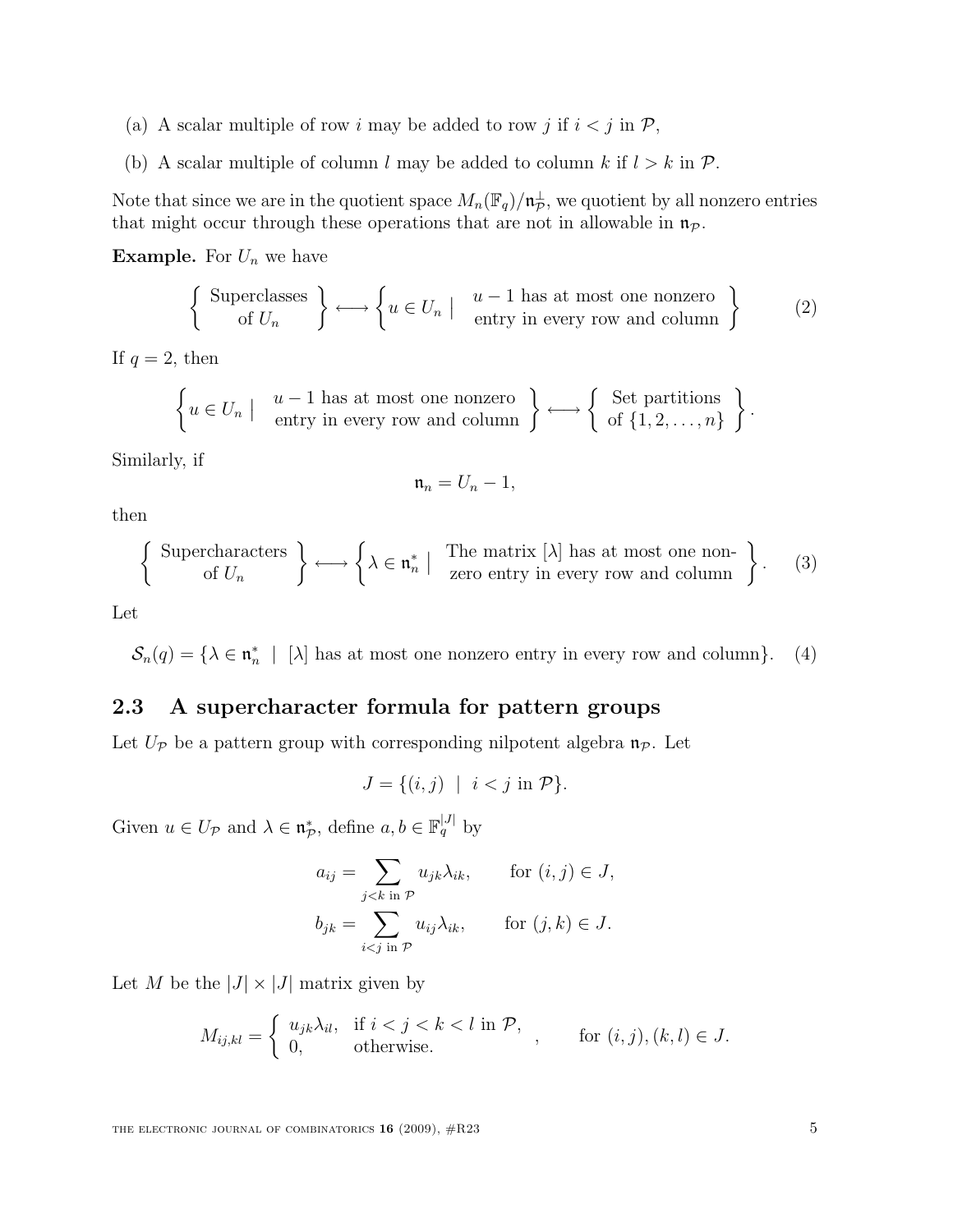(a) A scalar multiple of row $i$ may be added to row $j$ if $i < j$ in $\mathcal{P}$,

(b) A scalar multiple of column $l$ may be added to column $k$ if $l > k$ in $\mathcal{P}$.

Note that since we are in the quotient space $M_n(\mathbb{F}_q)/\mathfrak{n}_\mathcal{P}^\perp$, we quotient by all nonzero entries that might occur through these operations that are not in allowable in $\mathfrak{n}_\mathcal{P}$.

**Example.** For $U_n$ we have

$$\left\{ \begin{array}{c} \text{Superclasses} \\ \text{of } U_n \end{array} \right\} \longleftrightarrow \left\{ u \in U_n \;\middle|\; \begin{array}{c} u-1 \text{ has at most one nonzero} \\ \text{entry in every row and column} \end{array} \right\} \tag{2}$$

If $q = 2$, then

$$\left\{ u \in U_n \;\middle|\; \begin{array}{c} u-1 \text{ has at most one nonzero} \\ \text{entry in every row and column} \end{array} \right\} \longleftrightarrow \left\{ \begin{array}{c} \text{Set partitions} \\ \text{of } \{1,2,\ldots,n\} \end{array} \right\}.$$

Similarly, if

$$\mathfrak{n}_n = U_n - 1,$$

then

$$\left\{ \begin{array}{c} \text{Supercharacters} \\ \text{of } U_n \end{array} \right\} \longleftrightarrow \left\{ \lambda \in \mathfrak{n}_n^* \;\middle|\; \begin{array}{c} \text{The matrix } [\lambda] \text{ has at most one non-} \\ \text{zero entry in every row and column} \end{array} \right\}. \tag{3}$$

Let

$$\mathcal{S}_n(q) = \{\lambda \in \mathfrak{n}_n^* \mid [\lambda] \text{ has at most one nonzero entry in every row and column}\}. \tag{4}$$

## 2.3 A supercharacter formula for pattern groups

Let $U_\mathcal{P}$ be a pattern group with corresponding nilpotent algebra $\mathfrak{n}_\mathcal{P}$. Let

$$J = \{(i,j) \mid i < j \text{ in } \mathcal{P}\}.$$

Given $u \in U_\mathcal{P}$ and $\lambda \in \mathfrak{n}_\mathcal{P}^*$, define $a, b \in \mathbb{F}_q^{|J|}$ by

$$a_{ij} = \sum_{j<k \text{ in } \mathcal{P}} u_{jk}\lambda_{ik}, \qquad \text{for } (i,j) \in J,$$

$$b_{jk} = \sum_{i<j \text{ in } \mathcal{P}} u_{ij}\lambda_{ik}, \qquad \text{for } (j,k) \in J.$$

Let $M$ be the $|J| \times |J|$ matrix given by

$$M_{ij,kl} = \begin{cases} u_{jk}\lambda_{il}, & \text{if } i < j < k < l \text{ in } \mathcal{P}, \\ 0, & \text{otherwise.} \end{cases}, \qquad \text{for } (i,j),(k,l) \in J.$$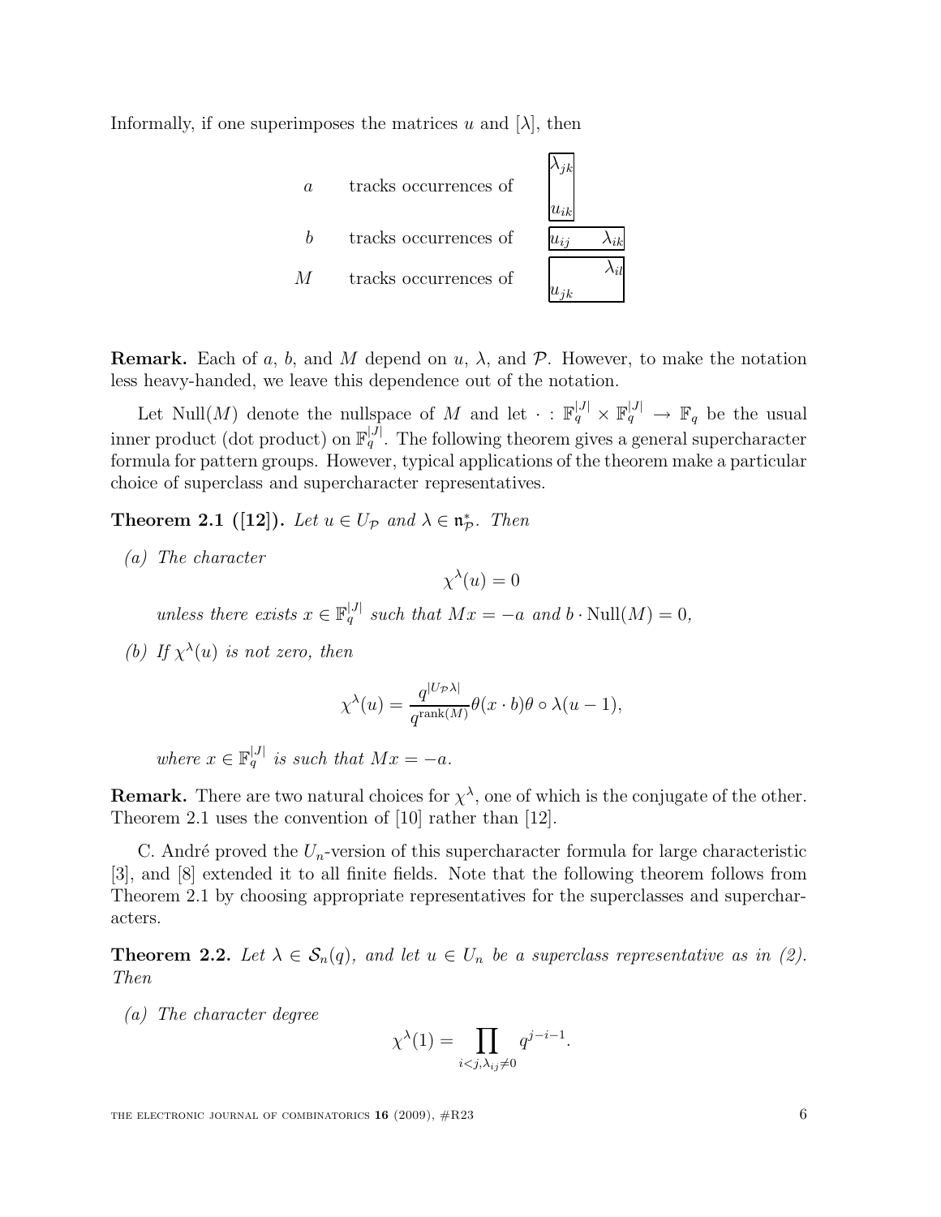Informally, if one superimposes the matrices $u$ and $[\lambda]$, then

$$
\begin{array}{lll}
a & \text{tracks occurrences of} & \boxed{\begin{array}{l} \lambda_{jk} \\ \\ u_{ik} \end{array}} \\
b & \text{tracks occurrences of} & \boxed{u_{ij} \quad \lambda_{ik}} \\
M & \text{tracks occurrences of} & \boxed{\begin{array}{rr} & \lambda_{il} \\ u_{jk} & \end{array}}
\end{array}
$$

**Remark.** Each of $a$, $b$, and $M$ depend on $u$, $\lambda$, and $\mathcal{P}$. However, to make the notation less heavy-handed, we leave this dependence out of the notation.

Let $\mathrm{Null}(M)$ denote the nullspace of $M$ and let $\cdot : \mathbb{F}_q^{|J|} \times \mathbb{F}_q^{|J|} \to \mathbb{F}_q$ be the usual inner product (dot product) on $\mathbb{F}_q^{|J|}$. The following theorem gives a general supercharacter formula for pattern groups. However, typical applications of the theorem make a particular choice of superclass and supercharacter representatives.

**Theorem 2.1 ([12]).** *Let $u \in U_{\mathcal{P}}$ and $\lambda \in \mathfrak{n}_{\mathcal{P}}^*$. Then*

*(a) The character*

$$\chi^\lambda(u) = 0$$

*unless there exists $x \in \mathbb{F}_q^{|J|}$ such that $Mx = -a$ and $b \cdot \mathrm{Null}(M) = 0$,*

*(b) If $\chi^\lambda(u)$ is not zero, then*

$$\chi^\lambda(u) = \frac{q^{|U_{\mathcal{P}}\lambda|}}{q^{\mathrm{rank}(M)}} \theta(x \cdot b) \theta \circ \lambda(u-1),$$

*where $x \in \mathbb{F}_q^{|J|}$ is such that $Mx = -a$.*

**Remark.** There are two natural choices for $\chi^\lambda$, one of which is the conjugate of the other. Theorem 2.1 uses the convention of [10] rather than [12].

C. André proved the $U_n$-version of this supercharacter formula for large characteristic [3], and [8] extended it to all finite fields. Note that the following theorem follows from Theorem 2.1 by choosing appropriate representatives for the superclasses and supercharacters.

**Theorem 2.2.** *Let $\lambda \in \mathcal{S}_n(q)$, and let $u \in U_n$ be a superclass representative as in (2). Then*

*(a) The character degree*

$$\chi^\lambda(1) = \prod_{i<j, \lambda_{ij} \neq 0} q^{j-i-1}.$$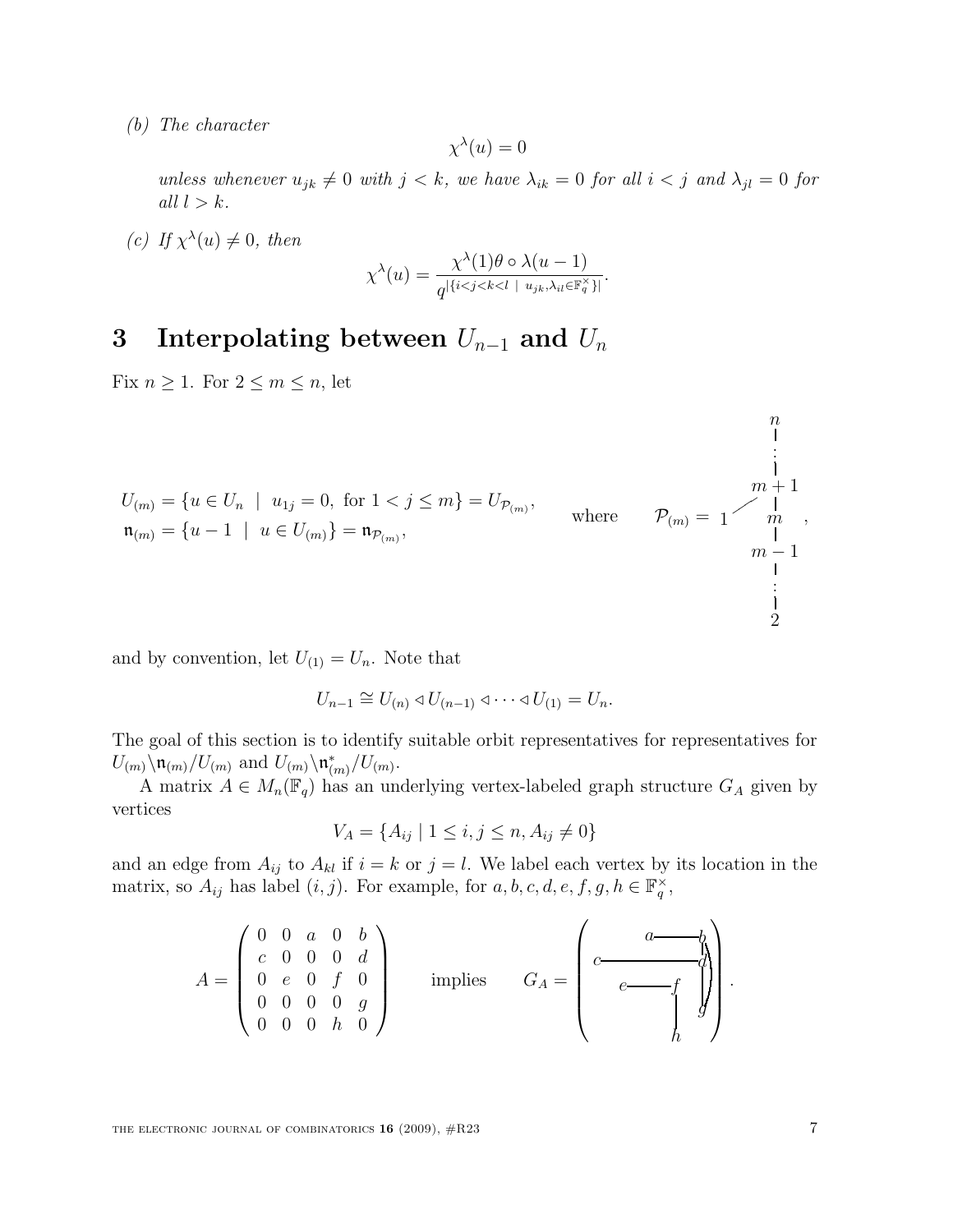(b) *The character*

$$\chi^\lambda(u) = 0$$

*unless whenever $u_{jk} \neq 0$ with $j < k$, we have $\lambda_{ik} = 0$ for all $i < j$ and $\lambda_{jl} = 0$ for all $l > k$.*

(c) *If $\chi^\lambda(u) \neq 0$, then*

$$\chi^\lambda(u) = \frac{\chi^\lambda(1)\theta \circ \lambda(u-1)}{q^{|\{i<j<k<l \ | \ u_{jk}, \lambda_{il} \in \mathbb{F}_q^\times\}|}}.$$

## 3 Interpolating between $U_{n-1}$ and $U_n$

Fix $n \geq 1$. For $2 \leq m \leq n$, let

$$U_{(m)} = \{u \in U_n \ | \ u_{1j} = 0, \text{ for } 1 < j \leq m\} = U_{\mathcal{P}_{(m)}},$$
$$\mathfrak{n}_{(m)} = \{u - 1 \ | \ u \in U_{(m)}\} = \mathfrak{n}_{\mathcal{P}_{(m)}},$$

where $\mathcal{P}_{(m)}$ is the poset on $\{1, \ldots, n\}$ given by the chain $2 < \cdots < m-1 < m < m+1 < \cdots < n$ together with $1 < m+1$,

and by convention, let $U_{(1)} = U_n$. Note that

$$U_{n-1} \cong U_{(n)} \triangleleft U_{(n-1)} \triangleleft \cdots \triangleleft U_{(1)} = U_n.$$

The goal of this section is to identify suitable orbit representatives for representatives for $U_{(m)} \backslash \mathfrak{n}_{(m)} / U_{(m)}$ and $U_{(m)} \backslash \mathfrak{n}^*_{(m)} / U_{(m)}$.

A matrix $A \in M_n(\mathbb{F}_q)$ has an underlying vertex-labeled graph structure $G_A$ given by vertices

$$V_A = \{A_{ij} \mid 1 \leq i, j \leq n, A_{ij} \neq 0\}$$

and an edge from $A_{ij}$ to $A_{kl}$ if $i = k$ or $j = l$. We label each vertex by its location in the matrix, so $A_{ij}$ has label $(i, j)$. For example, for $a, b, c, d, e, f, g, h \in \mathbb{F}_q^\times$,

$$A = \begin{pmatrix} 0 & 0 & a & 0 & b \\ c & 0 & 0 & 0 & d \\ 0 & e & 0 & f & 0 \\ 0 & 0 & 0 & 0 & g \\ 0 & 0 & 0 & h & 0 \end{pmatrix} \quad \text{implies} \quad G_A = (\text{graph with edges } a\text{–}b,\ c\text{–}d,\ e\text{–}f,\ b\text{–}d,\ d\text{–}g,\ b\text{–}g,\ f\text{–}h).$$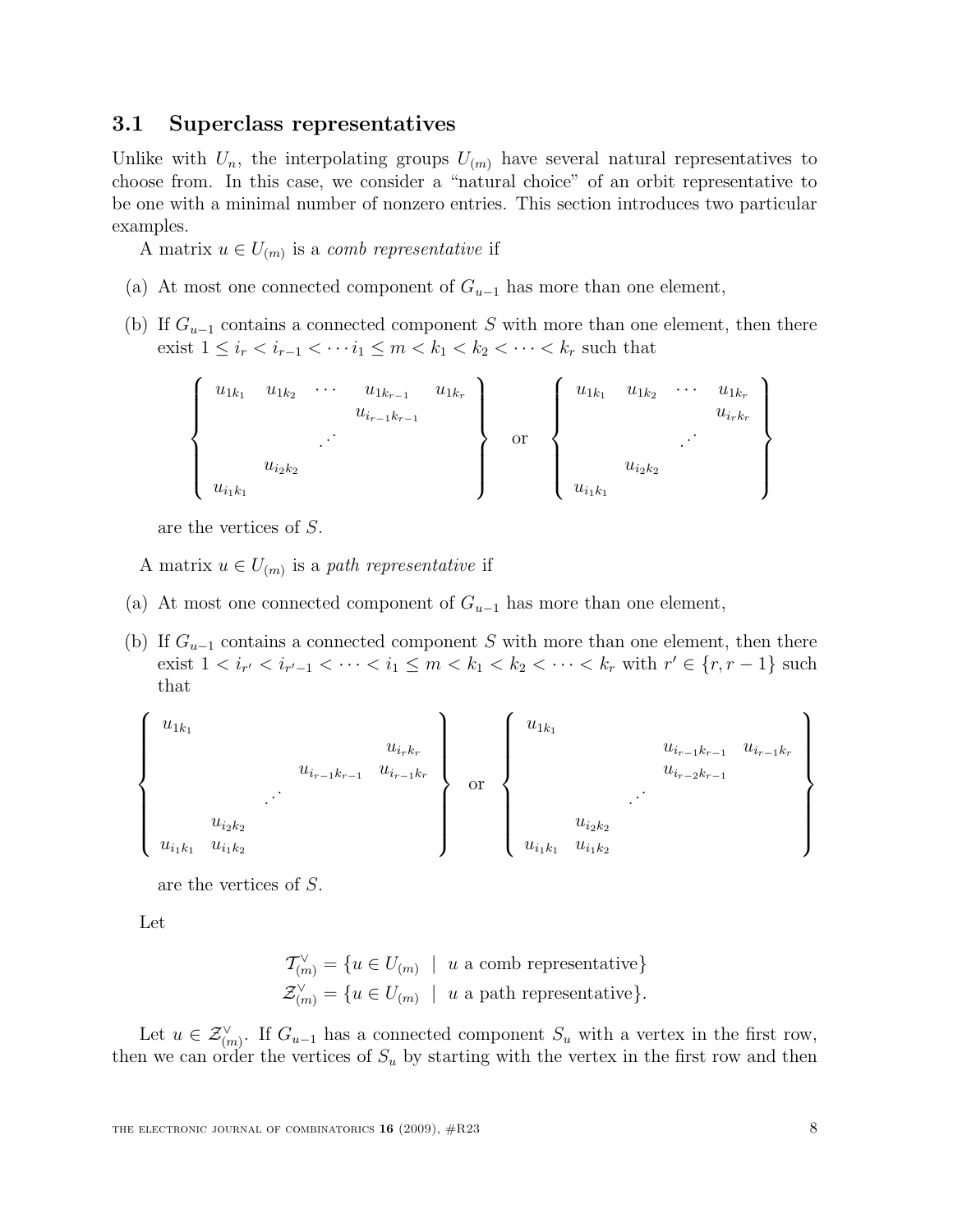### 3.1 Superclass representatives

Unlike with $U_n$, the interpolating groups $U_{(m)}$ have several natural representatives to choose from. In this case, we consider a "natural choice" of an orbit representative to be one with a minimal number of nonzero entries. This section introduces two particular examples.

A matrix $u \in U_{(m)}$ is a *comb representative* if

(a) At most one connected component of $G_{u-1}$ has more than one element,

(b) If $G_{u-1}$ contains a connected component $S$ with more than one element, then there exist $1 \leq i_r < i_{r-1} < \cdots i_1 \leq m < k_1 < k_2 < \cdots < k_r$ such that

$$\left\{ \begin{array}{ccccc} u_{1k_1} & u_{1k_2} & \cdots & u_{1k_{r-1}} & u_{1k_r} \\ & & & u_{i_{r-1}k_{r-1}} & \\ & & \iddots & & \\ & u_{i_2k_2} & & & \\ u_{i_1k_1} & & & & \end{array} \right\} \quad \text{or} \quad \left\{ \begin{array}{cccc} u_{1k_1} & u_{1k_2} & \cdots & u_{1k_r} \\ & & & u_{i_rk_r} \\ & & \iddots & \\ & u_{i_2k_2} & & \\ u_{i_1k_1} & & & \end{array} \right\}$$

are the vertices of $S$.

A matrix $u \in U_{(m)}$ is a *path representative* if

(a) At most one connected component of $G_{u-1}$ has more than one element,

(b) If $G_{u-1}$ contains a connected component $S$ with more than one element, then there exist $1 < i_{r'} < i_{r'-1} < \cdots < i_1 \leq m < k_1 < k_2 < \cdots < k_r$ with $r' \in \{r, r-1\}$ such that

$$\left\{ \begin{array}{ccccc} u_{1k_1} & & & & \\ & & & & u_{i_rk_r} \\ & & & u_{i_{r-1}k_{r-1}} & u_{i_{r-1}k_r} \\ & & \iddots & & \\ & u_{i_2k_2} & & & \\ u_{i_1k_1} & u_{i_1k_2} & & & \end{array} \right\} \quad \text{or} \quad \left\{ \begin{array}{ccccc} u_{1k_1} & & & & \\ & & & u_{i_{r-1}k_{r-1}} & u_{i_{r-1}k_r} \\ & & & u_{i_{r-2}k_{r-1}} & \\ & & \iddots & & \\ & u_{i_2k_2} & & & \\ u_{i_1k_1} & u_{i_1k_2} & & & \end{array} \right\}$$

are the vertices of $S$.

Let

$$\begin{aligned} \mathcal{T}^{\vee}_{(m)} &= \{u \in U_{(m)} \mid u \text{ a comb representative}\} \\ \mathcal{Z}^{\vee}_{(m)} &= \{u \in U_{(m)} \mid u \text{ a path representative}\}. \end{aligned}$$

Let $u \in \mathcal{Z}^{\vee}_{(m)}$. If $G_{u-1}$ has a connected component $S_u$ with a vertex in the first row, then we can order the vertices of $S_u$ by starting with the vertex in the first row and then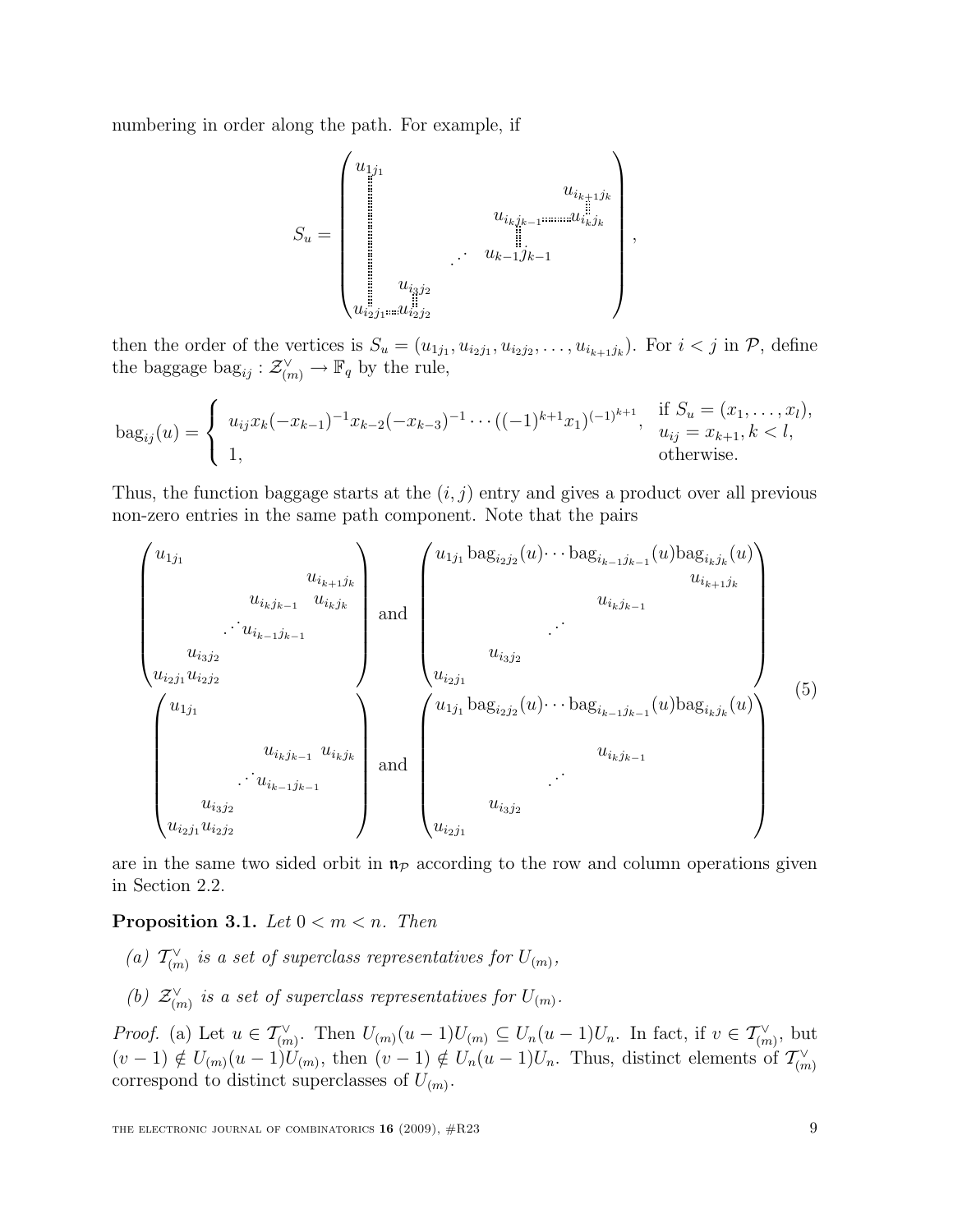numbering in order along the path. For example, if

$$S_u = \begin{pmatrix} u_{1j_1} & & & & \\ \vdots & & & & u_{i_{k+1}j_k} \\ \vdots & & & u_{i_kj_{k-1}} \cdots\cdots & u_{i_kj_k} \\ \vdots & & \iddots & u_{k-1j_{k-1}} & \\ \vdots & u_{i_3j_2} & & & \\ u_{i_2j_1} \cdots & u_{i_2j_2} & & & \end{pmatrix},$$

then the order of the vertices is $S_u = (u_{1j_1}, u_{i_2j_1}, u_{i_2j_2}, \ldots, u_{i_{k+1}j_k})$. For $i < j$ in $\mathcal{P}$, define the baggage $\mathrm{bag}_{ij} : \mathcal{Z}^{\vee}_{(m)} \to \mathbb{F}_q$ by the rule,

$$\mathrm{bag}_{ij}(u) = \begin{cases} u_{ij}x_k(-x_{k-1})^{-1}x_{k-2}(-x_{k-3})^{-1}\cdots((-1)^{k+1}x_1)^{(-1)^{k+1}}, & \text{if } S_u = (x_1, \ldots, x_l), \\ & u_{ij} = x_{k+1}, k < l, \\ 1, & \text{otherwise.} \end{cases}$$

Thus, the function baggage starts at the $(i,j)$ entry and gives a product over all previous non-zero entries in the same path component. Note that the pairs

$$\begin{pmatrix} u_{1j_1} & & & & \\ & & & & u_{i_{k+1}j_k} \\ & & & u_{i_kj_{k-1}} & u_{i_kj_k} \\ & & \iddots u_{i_{k-1}j_{k-1}} & & \\ & u_{i_3j_2} & & & \\ u_{i_2j_1} & u_{i_2j_2} & & & \end{pmatrix} \text{ and } \begin{pmatrix} u_{1j_1}\,\mathrm{bag}_{i_2j_2}(u)\cdots\mathrm{bag}_{i_{k-1}j_{k-1}}(u)\mathrm{bag}_{i_kj_k}(u) & & & \\ & & & u_{i_{k+1}j_k} \\ & & u_{i_kj_{k-1}} & \\ & \iddots & & \\ u_{i_3j_2} & & & \\ u_{i_2j_1} & & & \end{pmatrix}$$

$$\begin{pmatrix} u_{1j_1} & & & \\ & & & \\ & & u_{i_kj_{k-1}} & u_{i_kj_k} \\ & \iddots u_{i_{k-1}j_{k-1}} & & \\ u_{i_3j_2} & & & \\ u_{i_2j_1}u_{i_2j_2} & & & \end{pmatrix} \text{ and } \begin{pmatrix} u_{1j_1}\,\mathrm{bag}_{i_2j_2}(u)\cdots\mathrm{bag}_{i_{k-1}j_{k-1}}(u)\mathrm{bag}_{i_kj_k}(u) & & \\ & & \\ & & u_{i_kj_{k-1}} \\ & \iddots & \\ u_{i_3j_2} & & \\ u_{i_2j_1} & & \end{pmatrix} \qquad (5)$$

are in the same two sided orbit in $\mathfrak{n}_{\mathcal{P}}$ according to the row and column operations given in Section 2.2.

**Proposition 3.1.** *Let $0 < m < n$. Then*

*(a) $\mathcal{T}^{\vee}_{(m)}$ is a set of superclass representatives for $U_{(m)}$,*

*(b) $\mathcal{Z}^{\vee}_{(m)}$ is a set of superclass representatives for $U_{(m)}$.*

*Proof.* (a) Let $u \in \mathcal{T}^{\vee}_{(m)}$. Then $U_{(m)}(u-1)U_{(m)} \subseteq U_n(u-1)U_n$. In fact, if $v \in \mathcal{T}^{\vee}_{(m)}$, but $(v-1) \notin U_{(m)}(u-1)U_{(m)}$, then $(v-1) \notin U_n(u-1)U_n$. Thus, distinct elements of $\mathcal{T}^{\vee}_{(m)}$ correspond to distinct superclasses of $U_{(m)}$.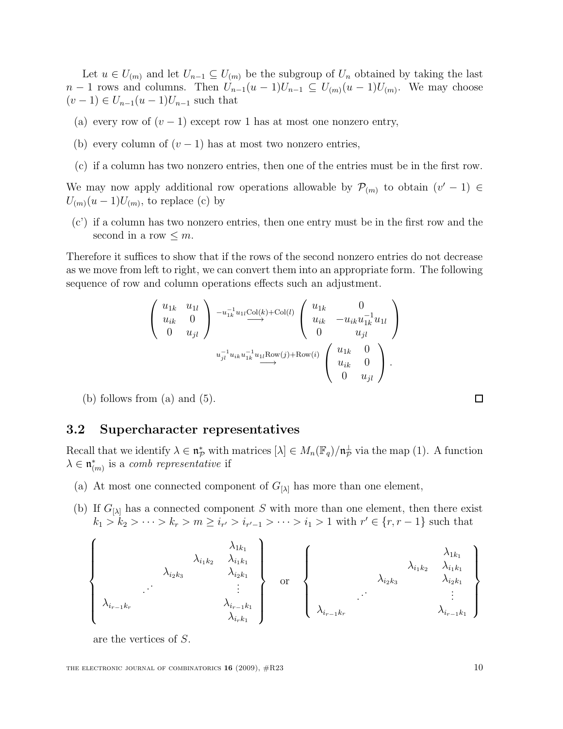Let $u \in U_{(m)}$ and let $U_{n-1} \subseteq U_{(m)}$ be the subgroup of $U_n$ obtained by taking the last $n-1$ rows and columns. Then $U_{n-1}(u-1)U_{n-1} \subseteq U_{(m)}(u-1)U_{(m)}$. We may choose $(v-1) \in U_{n-1}(u-1)U_{n-1}$ such that

(a) every row of $(v-1)$ except row 1 has at most one nonzero entry,

(b) every column of $(v-1)$ has at most two nonzero entries,

(c) if a column has two nonzero entries, then one of the entries must be in the first row.

We may now apply additional row operations allowable by $\mathcal{P}_{(m)}$ to obtain $(v'-1) \in U_{(m)}(u-1)U_{(m)}$, to replace (c) by

(c') if a column has two nonzero entries, then one entry must be in the first row and the second in a row $\leq m$.

Therefore it suffices to show that if the rows of the second nonzero entries do not decrease as we move from left to right, we can convert them into an appropriate form. The following sequence of row and column operations effects such an adjustment.

$$\begin{pmatrix} u_{1k} & u_{1l} \\ u_{ik} & 0 \\ 0 & u_{jl} \end{pmatrix} \overset{-u_{1k}^{-1}u_{1l}\mathrm{Col}(k)+\mathrm{Col}(l)}{\longrightarrow} \begin{pmatrix} u_{1k} & 0 \\ u_{ik} & -u_{ik}u_{1k}^{-1}u_{1l} \\ 0 & u_{jl} \end{pmatrix}$$

$$\overset{u_{jl}^{-1}u_{ik}u_{1k}^{-1}u_{1l}\mathrm{Row}(j)+\mathrm{Row}(i)}{\longrightarrow} \begin{pmatrix} u_{1k} & 0 \\ u_{ik} & 0 \\ 0 & u_{jl} \end{pmatrix}.$$

(b) follows from (a) and (5). $\square$

## 3.2 Supercharacter representatives

Recall that we identify $\lambda \in \mathfrak{n}_{\mathcal{P}}^*$ with matrices $[\lambda] \in M_n(\mathbb{F}_q)/\mathfrak{n}_{\mathcal{P}}^{\perp}$ via the map (1). A function $\lambda \in \mathfrak{n}_{(m)}^*$ is a *comb representative* if

(a) At most one connected component of $G_{[\lambda]}$ has more than one element,

(b) If $G_{[\lambda]}$ has a connected component $S$ with more than one element, then there exist $k_1 > k_2 > \cdots > k_r > m \geq i_{r'} > i_{r'-1} > \cdots > i_1 > 1$ with $r' \in \{r, r-1\}$ such that

$$\left\{ \begin{array}{ccccc} & & & & \lambda_{1k_1} \\ & & & \lambda_{i_1k_2} & \lambda_{i_1k_1} \\ & & \lambda_{i_2k_3} & & \lambda_{i_2k_1} \\ & \iddots & & & \vdots \\ \lambda_{i_{r-1}k_r} & & & & \lambda_{i_{r-1}k_1} \\ & & & & \lambda_{i_rk_1} \end{array} \right\} \quad \text{or} \quad \left\{ \begin{array}{ccccc} & & & & \lambda_{1k_1} \\ & & & \lambda_{i_1k_2} & \lambda_{i_1k_1} \\ & & \lambda_{i_2k_3} & & \lambda_{i_2k_1} \\ & \iddots & & & \vdots \\ \lambda_{i_{r-1}k_r} & & & & \lambda_{i_{r-1}k_1} \end{array} \right\}$$

are the vertices of $S$.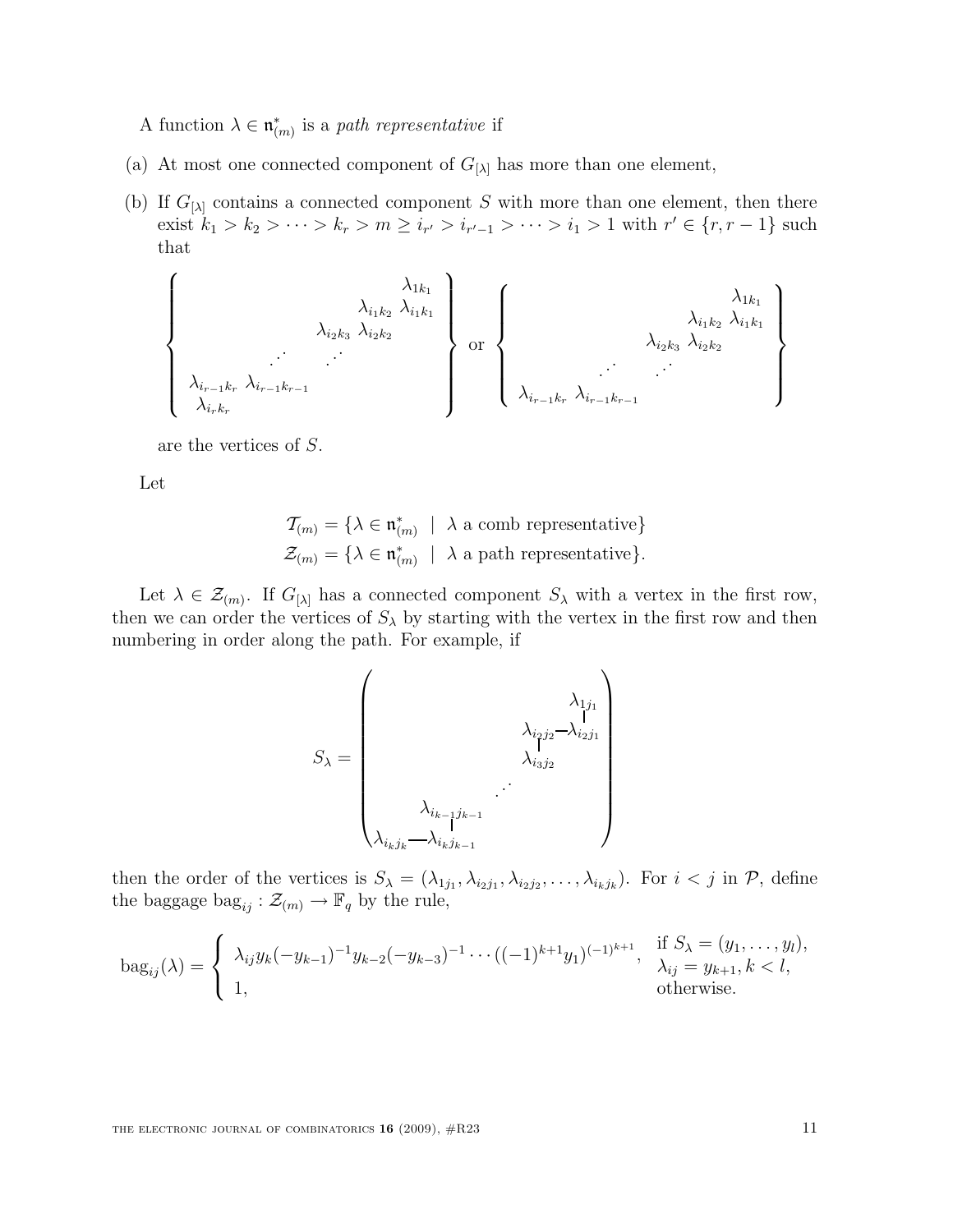A function $\lambda \in \mathfrak{n}^*_{(m)}$ is a *path representative* if

(a) At most one connected component of $G_{[\lambda]}$ has more than one element,

(b) If $G_{[\lambda]}$ contains a connected component $S$ with more than one element, then there exist $k_1 > k_2 > \cdots > k_r > m \geq i_{r'} > i_{r'-1} > \cdots > i_1 > 1$ with $r' \in \{r, r-1\}$ such that

$$\left\{\begin{array}{cccccc} & & & & & \lambda_{1k_1} \\ & & & & \lambda_{i_1k_2} & \lambda_{i_1k_1} \\ & & & \lambda_{i_2k_3} & \lambda_{i_2k_2} & \\ & \iddots & \iddots & & & \\ \lambda_{i_{r-1}k_r} & \lambda_{i_{r-1}k_{r-1}} & & & & \\ \lambda_{i_rk_r} & & & & & \end{array}\right\} \text{ or } \left\{\begin{array}{cccccc} & & & & & \lambda_{1k_1} \\ & & & & \lambda_{i_1k_2} & \lambda_{i_1k_1} \\ & & & \lambda_{i_2k_3} & \lambda_{i_2k_2} & \\ & \iddots & \iddots & & & \\ \lambda_{i_{r-1}k_r} & \lambda_{i_{r-1}k_{r-1}} & & & & \end{array}\right\}$$

are the vertices of $S$.

Let

$$\mathcal{T}_{(m)} = \{\lambda \in \mathfrak{n}^*_{(m)} \mid \lambda \text{ a comb representative}\}$$
$$\mathcal{Z}_{(m)} = \{\lambda \in \mathfrak{n}^*_{(m)} \mid \lambda \text{ a path representative}\}.$$

Let $\lambda \in \mathcal{Z}_{(m)}$. If $G_{[\lambda]}$ has a connected component $S_\lambda$ with a vertex in the first row, then we can order the vertices of $S_\lambda$ by starting with the vertex in the first row and then numbering in order along the path. For example, if

$$S_\lambda = \left(\begin{array}{cccccc} & & & & & \lambda_{1j_1} \\ & & & & \lambda_{i_2j_2} & \!\!-\!\! \lambda_{i_2j_1} \\ & & & & \lambda_{i_3j_2} & \\ & & & \iddots & & \\ & \lambda_{i_{k-1}j_{k-1}} & & & & \\ \lambda_{i_kj_k} \!\!-\!\! & \lambda_{i_kj_{k-1}} & & & & \end{array}\right)$$

then the order of the vertices is $S_\lambda = (\lambda_{1j_1}, \lambda_{i_2j_1}, \lambda_{i_2j_2}, \ldots, \lambda_{i_kj_k})$. For $i < j$ in $\mathcal{P}$, define the baggage $\mathrm{bag}_{ij} : \mathcal{Z}_{(m)} \to \mathbb{F}_q$ by the rule,

$$\mathrm{bag}_{ij}(\lambda) = \begin{cases} \lambda_{ij} y_k (-y_{k-1})^{-1} y_{k-2} (-y_{k-3})^{-1} \cdots ((-1)^{k+1} y_1)^{(-1)^{k+1}}, & \text{if } S_\lambda = (y_1, \ldots, y_l), \\ & \lambda_{ij} = y_{k+1}, k < l, \\ 1, & \text{otherwise.} \end{cases}$$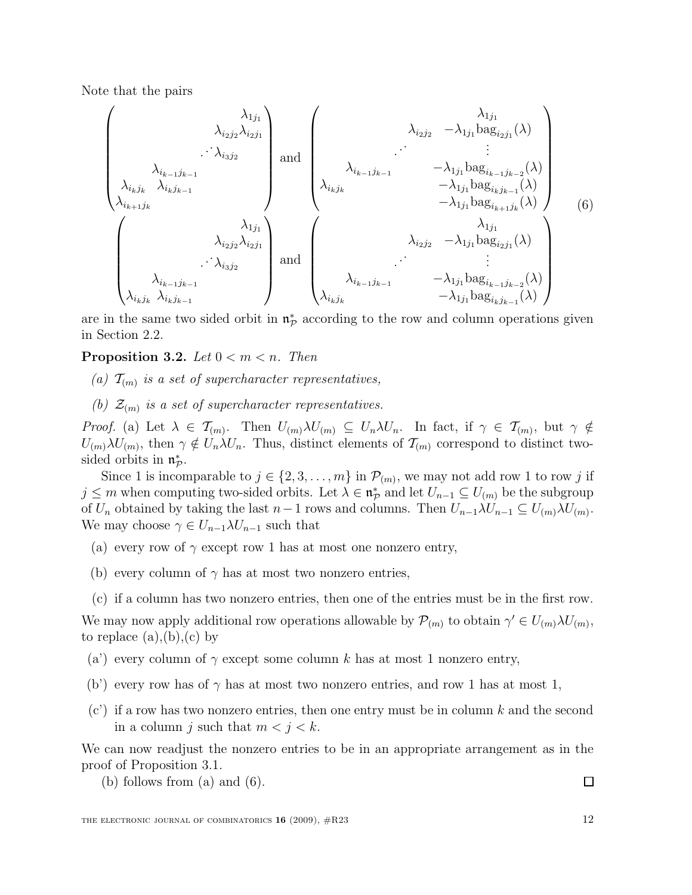Note that the pairs

$$
\begin{pmatrix}
 & & & & \lambda_{1j_1} \\
 & & & \lambda_{i_2j_2} & \lambda_{i_2j_1} \\
 & & \cdot^{\cdot^{\cdot}} & \lambda_{i_3j_2} & \\
 & \lambda_{i_{k-1}j_{k-1}} & & & \\
\lambda_{i_kj_k} & \lambda_{i_kj_{k-1}} & & & \\
\lambda_{i_{k+1}j_k} & & & &
\end{pmatrix}
\text{ and }
\begin{pmatrix}
 & & & & \lambda_{1j_1} \\
 & & & \lambda_{i_2j_2} & -\lambda_{1j_1}\mathrm{bag}_{i_2j_1}(\lambda) \\
 & & \cdot^{\cdot^{\cdot}} & & \vdots \\
 & \lambda_{i_{k-1}j_{k-1}} & & & -\lambda_{1j_1}\mathrm{bag}_{i_{k-1}j_{k-2}}(\lambda) \\
\lambda_{i_kj_k} & & & & -\lambda_{1j_1}\mathrm{bag}_{i_kj_{k-1}}(\lambda) \\
 & & & & -\lambda_{1j_1}\mathrm{bag}_{i_{k+1}j_k}(\lambda)
\end{pmatrix}
$$

$$
\begin{pmatrix}
 & & & & \lambda_{1j_1} \\
 & & & \lambda_{i_2j_2} & \lambda_{i_2j_1} \\
 & & \cdot^{\cdot^{\cdot}} & \lambda_{i_3j_2} & \\
 & \lambda_{i_{k-1}j_{k-1}} & & & \\
\lambda_{i_kj_k} & \lambda_{i_kj_{k-1}} & & &
\end{pmatrix}
\text{ and }
\begin{pmatrix}
 & & & & \lambda_{1j_1} \\
 & & & \lambda_{i_2j_2} & -\lambda_{1j_1}\mathrm{bag}_{i_2j_1}(\lambda) \\
 & & \cdot^{\cdot^{\cdot}} & & \vdots \\
 & \lambda_{i_{k-1}j_{k-1}} & & & -\lambda_{1j_1}\mathrm{bag}_{i_{k-1}j_{k-2}}(\lambda) \\
\lambda_{i_kj_k} & & & & -\lambda_{1j_1}\mathrm{bag}_{i_kj_{k-1}}(\lambda)
\end{pmatrix}
\tag{6}
$$

are in the same two sided orbit in $\mathfrak{n}_{\mathcal{P}}^*$ according to the row and column operations given in Section 2.2.

**Proposition 3.2.** *Let $0 < m < n$. Then*

*(a) $\mathcal{T}_{(m)}$ is a set of supercharacter representatives,*

*(b) $\mathcal{Z}_{(m)}$ is a set of supercharacter representatives.*

*Proof.* (a) Let $\lambda \in \mathcal{T}_{(m)}$. Then $U_{(m)}\lambda U_{(m)} \subseteq U_n\lambda U_n$. In fact, if $\gamma \in \mathcal{T}_{(m)}$, but $\gamma \notin U_{(m)}\lambda U_{(m)}$, then $\gamma \notin U_n\lambda U_n$. Thus, distinct elements of $\mathcal{T}_{(m)}$ correspond to distinct two-sided orbits in $\mathfrak{n}_{\mathcal{P}}^*$.

Since 1 is incomparable to $j \in \{2, 3, \ldots, m\}$ in $\mathcal{P}_{(m)}$, we may not add row 1 to row $j$ if $j \leq m$ when computing two-sided orbits. Let $\lambda \in \mathfrak{n}_{\mathcal{P}}^*$ and let $U_{n-1} \subseteq U_{(m)}$ be the subgroup of $U_n$ obtained by taking the last $n-1$ rows and columns. Then $U_{n-1}\lambda U_{n-1} \subseteq U_{(m)}\lambda U_{(m)}$. We may choose $\gamma \in U_{n-1}\lambda U_{n-1}$ such that

(a) every row of $\gamma$ except row 1 has at most one nonzero entry,

(b) every column of $\gamma$ has at most two nonzero entries,

(c) if a column has two nonzero entries, then one of the entries must be in the first row.

We may now apply additional row operations allowable by $\mathcal{P}_{(m)}$ to obtain $\gamma' \in U_{(m)}\lambda U_{(m)}$, to replace (a),(b),(c) by

(a') every column of $\gamma$ except some column $k$ has at most 1 nonzero entry,

(b') every row has of $\gamma$ has at most two nonzero entries, and row 1 has at most 1,

(c') if a row has two nonzero entries, then one entry must be in column $k$ and the second in a column $j$ such that $m < j < k$.

We can now readjust the nonzero entries to be in an appropriate arrangement as in the proof of Proposition 3.1.

(b) follows from (a) and (6). $\square$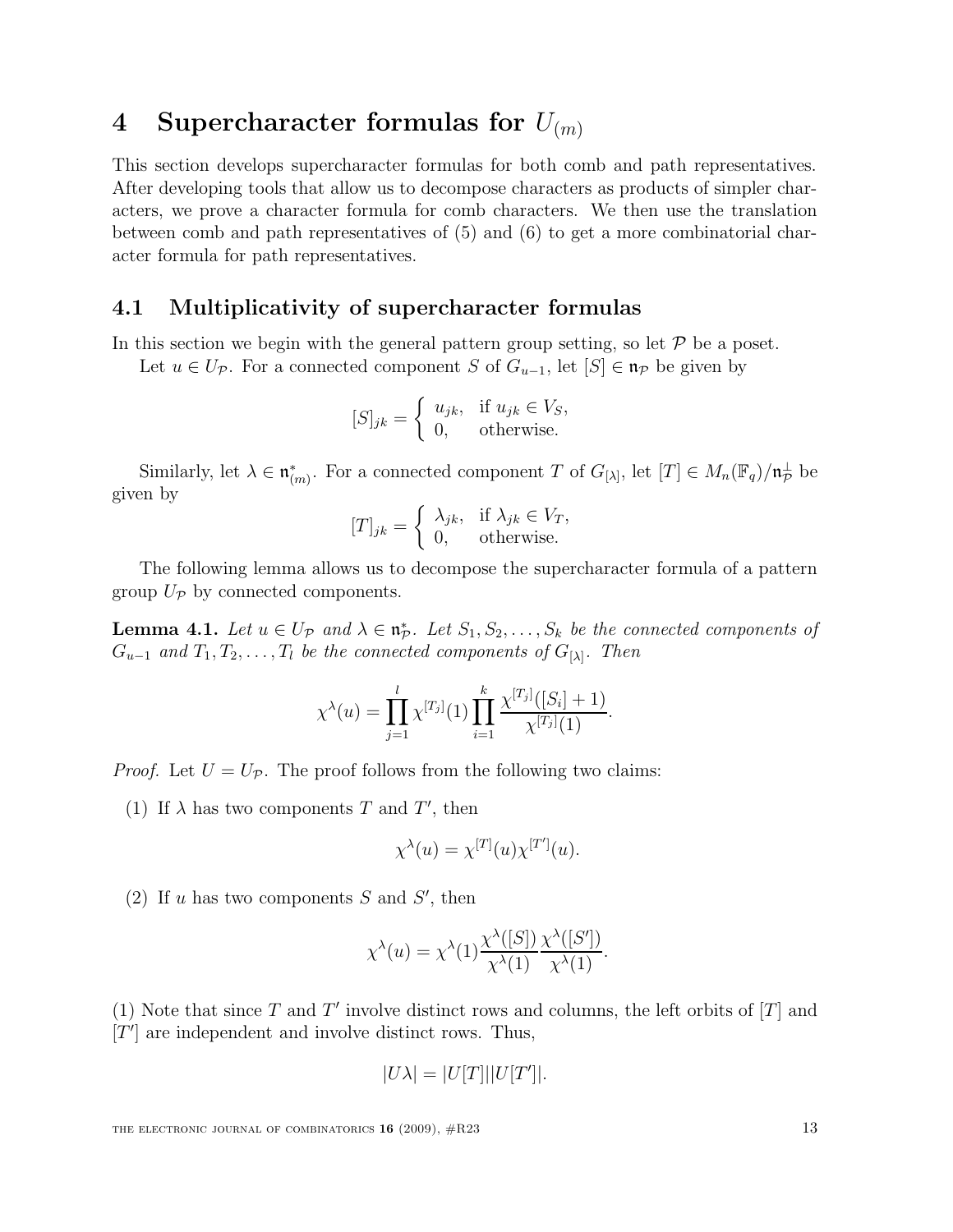# 4 Supercharacter formulas for $U_{(m)}$

This section develops supercharacter formulas for both comb and path representatives. After developing tools that allow us to decompose characters as products of simpler characters, we prove a character formula for comb characters. We then use the translation between comb and path representatives of (5) and (6) to get a more combinatorial character formula for path representatives.

## 4.1 Multiplicativity of supercharacter formulas

In this section we begin with the general pattern group setting, so let $\mathcal{P}$ be a poset.

Let $u \in U_{\mathcal{P}}$. For a connected component $S$ of $G_{u-1}$, let $[S] \in \mathfrak{n}_{\mathcal{P}}$ be given by

$$[S]_{jk} = \begin{cases} u_{jk}, & \text{if } u_{jk} \in V_S, \\ 0, & \text{otherwise.} \end{cases}$$

Similarly, let $\lambda \in \mathfrak{n}^*_{(m)}$. For a connected component $T$ of $G_{[\lambda]}$, let $[T] \in M_n(\mathbb{F}_q)/\mathfrak{n}_{\mathcal{P}}^{\perp}$ be given by

$$[T]_{jk} = \begin{cases} \lambda_{jk}, & \text{if } \lambda_{jk} \in V_T, \\ 0, & \text{otherwise.} \end{cases}$$

The following lemma allows us to decompose the supercharacter formula of a pattern group $U_{\mathcal{P}}$ by connected components.

**Lemma 4.1.** *Let $u \in U_{\mathcal{P}}$ and $\lambda \in \mathfrak{n}^*_{\mathcal{P}}$. Let $S_1, S_2, \ldots, S_k$ be the connected components of $G_{u-1}$ and $T_1, T_2, \ldots, T_l$ be the connected components of $G_{[\lambda]}$. Then*

$$\chi^{\lambda}(u) = \prod_{j=1}^{l} \chi^{[T_j]}(1) \prod_{i=1}^{k} \frac{\chi^{[T_j]}([S_i]+1)}{\chi^{[T_j]}(1)}.$$

*Proof.* Let $U = U_{\mathcal{P}}$. The proof follows from the following two claims:

(1) If $\lambda$ has two components $T$ and $T'$, then

$$\chi^{\lambda}(u) = \chi^{[T]}(u)\chi^{[T']}(u).$$

(2) If $u$ has two components $S$ and $S'$, then

$$\chi^{\lambda}(u) = \chi^{\lambda}(1)\frac{\chi^{\lambda}([S])}{\chi^{\lambda}(1)}\frac{\chi^{\lambda}([S'])}{\chi^{\lambda}(1)}.$$

(1) Note that since $T$ and $T'$ involve distinct rows and columns, the left orbits of $[T]$ and $[T']$ are independent and involve distinct rows. Thus,

$$|U\lambda| = |U[T]||U[T']|.$$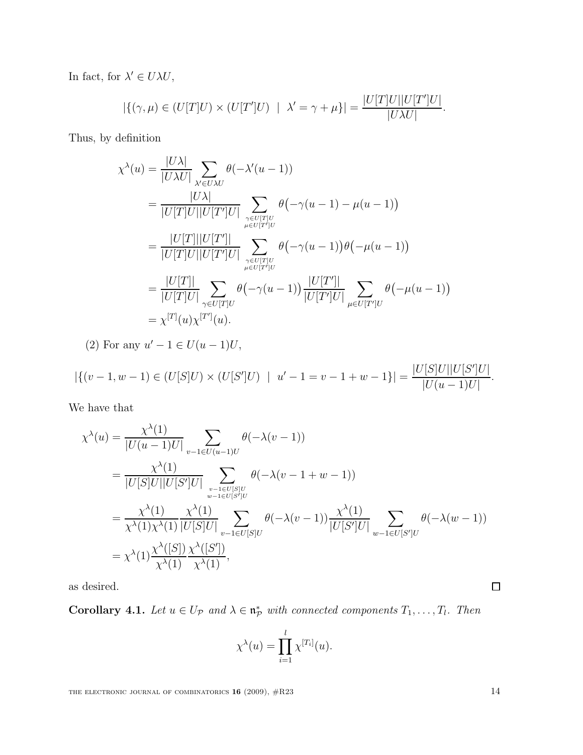In fact, for $\lambda' \in U\lambda U$,

$$|\{(\gamma, \mu) \in (U[T]U) \times (U[T']U) \ \mid \ \lambda' = \gamma + \mu\}| = \frac{|U[T]U||U[T']U|}{|U\lambda U|}.$$

Thus, by definition

$$\begin{aligned}
\chi^\lambda(u) &= \frac{|U\lambda|}{|U\lambda U|} \sum_{\lambda' \in U\lambda U} \theta(-\lambda'(u-1)) \\
&= \frac{|U\lambda|}{|U[T]U||U[T']U|} \sum_{\substack{\gamma \in U[T]U \\ \mu \in U[T']U}} \theta\big(-\gamma(u-1) - \mu(u-1)\big) \\
&= \frac{|U[T]||U[T']|}{|U[T]U||U[T']U|} \sum_{\substack{\gamma \in U[T]U \\ \mu \in U[T']U}} \theta\big(-\gamma(u-1)\big)\theta\big(-\mu(u-1)\big) \\
&= \frac{|U[T]|}{|U[T]U|} \sum_{\gamma \in U[T]U} \theta\big(-\gamma(u-1)\big) \frac{|U[T']|}{|U[T']U|} \sum_{\mu \in U[T']U} \theta\big(-\mu(u-1)\big) \\
&= \chi^{[T]}(u)\chi^{[T']}(u).
\end{aligned}$$

(2) For any $u' - 1 \in U(u-1)U$,

$$|\{(v-1, w-1) \in (U[S]U) \times (U[S']U) \ \mid \ u' - 1 = v - 1 + w - 1\}| = \frac{|U[S]U||U[S']U|}{|U(u-1)U|}.$$

We have that

$$\begin{aligned}
\chi^\lambda(u) &= \frac{\chi^\lambda(1)}{|U(u-1)U|} \sum_{v-1 \in U(u-1)U} \theta(-\lambda(v-1)) \\
&= \frac{\chi^\lambda(1)}{|U[S]U||U[S']U|} \sum_{\substack{v-1 \in U[S]U \\ w-1 \in U[S']U}} \theta(-\lambda(v-1+w-1)) \\
&= \frac{\chi^\lambda(1)}{\chi^\lambda(1)\chi^\lambda(1)} \frac{\chi^\lambda(1)}{|U[S]U|} \sum_{v-1 \in U[S]U} \theta(-\lambda(v-1)) \frac{\chi^\lambda(1)}{|U[S']U|} \sum_{w-1 \in U[S']U} \theta(-\lambda(w-1)) \\
&= \chi^\lambda(1) \frac{\chi^\lambda([S])}{\chi^\lambda(1)} \frac{\chi^\lambda([S'])}{\chi^\lambda(1)},
\end{aligned}$$

as desired. □

**Corollary 4.1.** *Let $u \in U_{\mathcal{P}}$ and $\lambda \in \mathfrak{n}^*_{\mathcal{P}}$ with connected components $T_1, \ldots, T_l$. Then*

$$\chi^\lambda(u) = \prod_{i=1}^{l} \chi^{[T_i]}(u).$$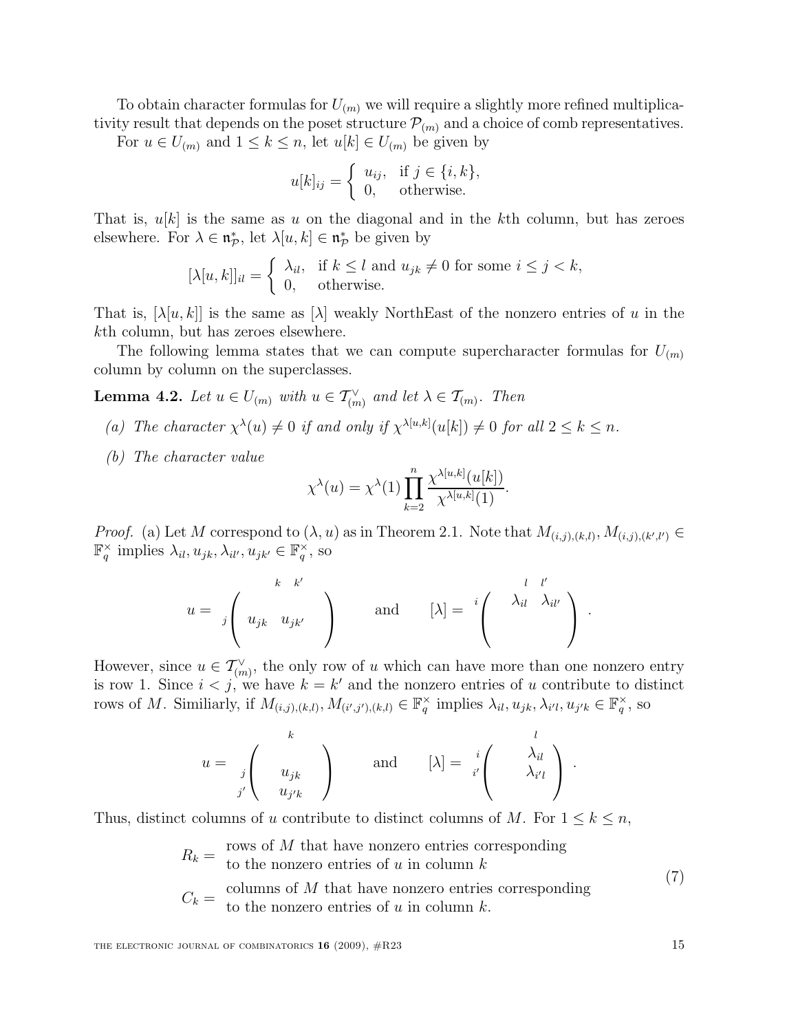To obtain character formulas for $U_{(m)}$ we will require a slightly more refined multiplicativity result that depends on the poset structure $\mathcal{P}_{(m)}$ and a choice of comb representatives.

For $u \in U_{(m)}$ and $1 \leq k \leq n$, let $u[k] \in U_{(m)}$ be given by

$$u[k]_{ij} = \begin{cases} u_{ij}, & \text{if } j \in \{i, k\}, \\ 0, & \text{otherwise.} \end{cases}$$

That is, $u[k]$ is the same as $u$ on the diagonal and in the $k$th column, but has zeroes elsewhere. For $\lambda \in \mathfrak{n}_{\mathcal{P}}^*$, let $\lambda[u, k] \in \mathfrak{n}_{\mathcal{P}}^*$ be given by

$$[\lambda[u, k]]_{il} = \begin{cases} \lambda_{il}, & \text{if } k \leq l \text{ and } u_{jk} \neq 0 \text{ for some } i \leq j < k, \\ 0, & \text{otherwise.} \end{cases}$$

That is, $[\lambda[u, k]]$ is the same as $[\lambda]$ weakly NorthEast of the nonzero entries of $u$ in the $k$th column, but has zeroes elsewhere.

The following lemma states that we can compute supercharacter formulas for $U_{(m)}$ column by column on the superclasses.

**Lemma 4.2.** *Let $u \in U_{(m)}$ with $u \in \mathcal{T}_{(m)}^\vee$ and let $\lambda \in \mathcal{T}_{(m)}$. Then*

*(a) The character $\chi^\lambda(u) \neq 0$ if and only if $\chi^{\lambda[u,k]}(u[k]) \neq 0$ for all $2 \leq k \leq n$.*

*(b) The character value*

$$\chi^\lambda(u) = \chi^\lambda(1) \prod_{k=2}^{n} \frac{\chi^{\lambda[u,k]}(u[k])}{\chi^{\lambda[u,k]}(1)}.$$

*Proof.* (a) Let $M$ correspond to $(\lambda, u)$ as in Theorem 2.1. Note that $M_{(i,j),(k,l)}, M_{(i,j),(k',l')} \in \mathbb{F}_q^\times$ implies $\lambda_{il}, u_{jk}, \lambda_{il'}, u_{jk'} \in \mathbb{F}_q^\times$, so

$$u = \begin{array}{c} \\ j \end{array}\!\!\begin{pmatrix} & \overset{k}{} & \overset{k'}{} & \\ & u_{jk} & u_{jk'} & \\ & & & \end{pmatrix} \qquad \text{and} \qquad [\lambda] = \begin{array}{c} i \\ \\ \end{array}\!\!\begin{pmatrix} & \overset{l}{\lambda_{il}} & \overset{l'}{\lambda_{il'}} & \\ & & & \\ & & & \end{pmatrix}.$$

However, since $u \in \mathcal{T}_{(m)}^\vee$, the only row of $u$ which can have more than one nonzero entry is row 1. Since $i < j$, we have $k = k'$ and the nonzero entries of $u$ contribute to distinct rows of $M$. Similiarly, if $M_{(i,j),(k,l)}, M_{(i',j'),(k,l)} \in \mathbb{F}_q^\times$ implies $\lambda_{il}, u_{jk}, \lambda_{i'l}, u_{j'k} \in \mathbb{F}_q^\times$, so

$$u = \begin{array}{c} \\ j \\ j' \end{array}\!\!\begin{pmatrix} & \overset{k}{} & \\ & u_{jk} & \\ & u_{j'k} & \end{pmatrix} \qquad \text{and} \qquad [\lambda] = \begin{array}{c} i \\ i' \\ \\ \end{array}\!\!\begin{pmatrix} & \overset{l}{\lambda_{il}} & \\ & \lambda_{i'l} & \\ & & \end{pmatrix}.$$

Thus, distinct columns of $u$ contribute to distinct columns of $M$. For $1 \leq k \leq n$,

$$\begin{aligned} R_k &= \begin{array}{l} \text{rows of } M \text{ that have nonzero entries corresponding} \\ \text{to the nonzero entries of } u \text{ in column } k \end{array} \\ C_k &= \begin{array}{l} \text{columns of } M \text{ that have nonzero entries corresponding} \\ \text{to the nonzero entries of } u \text{ in column } k. \end{array} \end{aligned} \tag{7}$$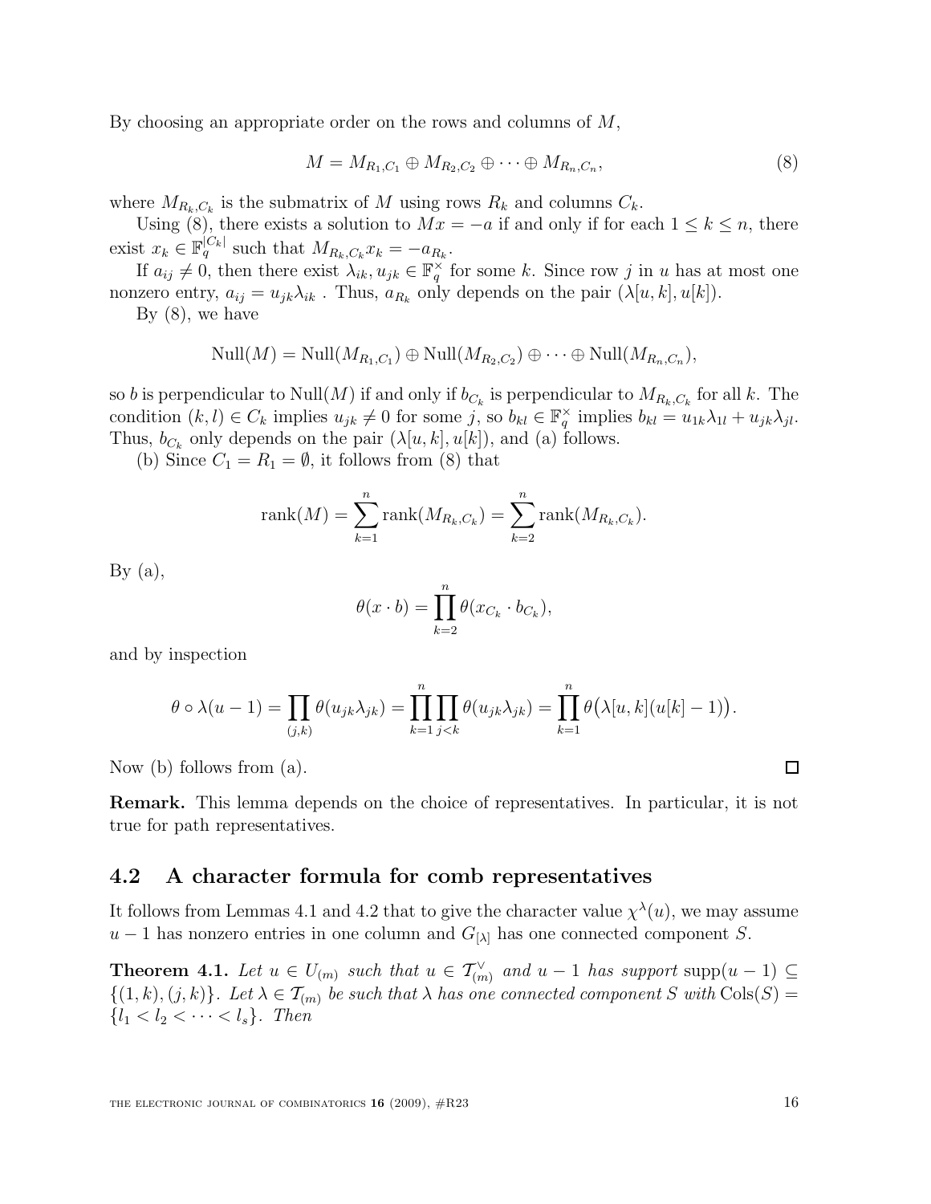By choosing an appropriate order on the rows and columns of $M$,

$$M = M_{R_1,C_1} \oplus M_{R_2,C_2} \oplus \cdots \oplus M_{R_n,C_n}, \tag{8}$$

where $M_{R_k,C_k}$ is the submatrix of $M$ using rows $R_k$ and columns $C_k$.

Using (8), there exists a solution to $Mx = -a$ if and only if for each $1 \leq k \leq n$, there exist $x_k \in \mathbb{F}_q^{|C_k|}$ such that $M_{R_k,C_k} x_k = -a_{R_k}$.

If $a_{ij} \neq 0$, then there exist $\lambda_{ik}, u_{jk} \in \mathbb{F}_q^\times$ for some $k$. Since row $j$ in $u$ has at most one nonzero entry, $a_{ij} = u_{jk}\lambda_{ik}$ . Thus, $a_{R_k}$ only depends on the pair $(\lambda[u,k], u[k])$.

By (8), we have

$$\mathrm{Null}(M) = \mathrm{Null}(M_{R_1,C_1}) \oplus \mathrm{Null}(M_{R_2,C_2}) \oplus \cdots \oplus \mathrm{Null}(M_{R_n,C_n}),$$

so $b$ is perpendicular to $\mathrm{Null}(M)$ if and only if $b_{C_k}$ is perpendicular to $M_{R_k,C_k}$ for all $k$. The condition $(k,l) \in C_k$ implies $u_{jk} \neq 0$ for some $j$, so $b_{kl} \in \mathbb{F}_q^\times$ implies $b_{kl} = u_{1k}\lambda_{1l} + u_{jk}\lambda_{jl}$. Thus, $b_{C_k}$ only depends on the pair $(\lambda[u,k], u[k])$, and (a) follows.

(b) Since $C_1 = R_1 = \emptyset$, it follows from (8) that

$$\mathrm{rank}(M) = \sum_{k=1}^{n} \mathrm{rank}(M_{R_k,C_k}) = \sum_{k=2}^{n} \mathrm{rank}(M_{R_k,C_k}).$$

By (a),

$$\theta(x \cdot b) = \prod_{k=2}^{n} \theta(x_{C_k} \cdot b_{C_k}),$$

and by inspection

$$\theta \circ \lambda(u-1) = \prod_{(j,k)} \theta(u_{jk}\lambda_{jk}) = \prod_{k=1}^{n} \prod_{j<k} \theta(u_{jk}\lambda_{jk}) = \prod_{k=1}^{n} \theta\big(\lambda[u,k](u[k]-1)\big).$$

Now (b) follows from (a). $\square$

**Remark.** This lemma depends on the choice of representatives. In particular, it is not true for path representatives.

## 4.2 A character formula for comb representatives

It follows from Lemmas 4.1 and 4.2 that to give the character value $\chi^\lambda(u)$, we may assume $u - 1$ has nonzero entries in one column and $G_{[\lambda]}$ has one connected component $S$.

**Theorem 4.1.** *Let $u \in U_{(m)}$ such that $u \in \mathcal{T}_{(m)}^\vee$ and $u-1$ has support $\mathrm{supp}(u-1) \subseteq \{(1,k),(j,k)\}$. Let $\lambda \in \mathcal{T}_{(m)}$ be such that $\lambda$ has one connected component $S$ with $\mathrm{Cols}(S) = \{l_1 < l_2 < \cdots < l_s\}$. Then*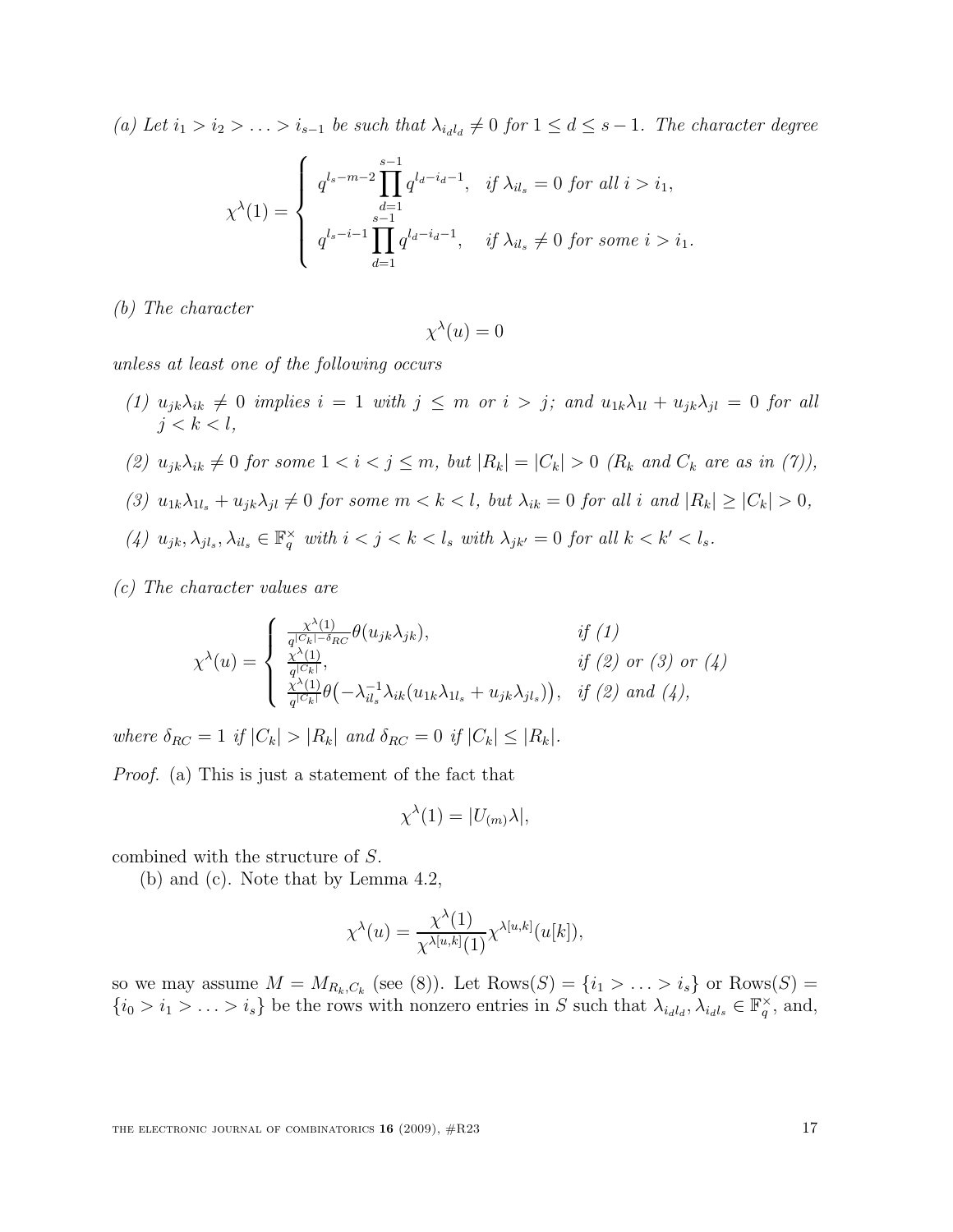*(a) Let $i_1 > i_2 > \ldots > i_{s-1}$ be such that $\lambda_{i_d l_d} \neq 0$ for $1 \leq d \leq s-1$. The character degree*

$$\chi^\lambda(1) = \begin{cases} q^{l_s - m - 2} \prod_{d=1}^{s-1} q^{l_d - i_d - 1}, & \text{if } \lambda_{il_s} = 0 \text{ for all } i > i_1, \\ q^{l_s - i - 1} \prod_{d=1}^{s-1} q^{l_d - i_d - 1}, & \text{if } \lambda_{il_s} \neq 0 \text{ for some } i > i_1. \end{cases}$$

*(b) The character*

$$\chi^\lambda(u) = 0$$

*unless at least one of the following occurs*

*(1) $u_{jk}\lambda_{ik} \neq 0$ implies $i = 1$ with $j \leq m$ or $i > j$; and $u_{1k}\lambda_{1l} + u_{jk}\lambda_{jl} = 0$ for all $j < k < l$,*

*(2) $u_{jk}\lambda_{ik} \neq 0$ for some $1 < i < j \leq m$, but $|R_k| = |C_k| > 0$ ($R_k$ and $C_k$ are as in (7)),*

*(3) $u_{1k}\lambda_{1l_s} + u_{jk}\lambda_{jl} \neq 0$ for some $m < k < l$, but $\lambda_{ik} = 0$ for all $i$ and $|R_k| \geq |C_k| > 0$,*

*(4) $u_{jk}, \lambda_{jl_s}, \lambda_{il_s} \in \mathbb{F}_q^\times$ with $i < j < k < l_s$ with $\lambda_{jk'} = 0$ for all $k < k' < l_s$.*

*(c) The character values are*

$$\chi^\lambda(u) = \begin{cases} \frac{\chi^\lambda(1)}{q^{|C_k| - \delta_{RC}}} \theta(u_{jk}\lambda_{jk}), & \text{if (1)} \\ \frac{\chi^\lambda(1)}{q^{|C_k|}}, & \text{if (2) or (3) or (4)} \\ \frac{\chi^\lambda(1)}{q^{|C_k|}} \theta\big(-\lambda_{il_s}^{-1}\lambda_{ik}(u_{1k}\lambda_{1l_s} + u_{jk}\lambda_{jl_s})\big), & \text{if (2) and (4),} \end{cases}$$

*where $\delta_{RC} = 1$ if $|C_k| > |R_k|$ and $\delta_{RC} = 0$ if $|C_k| \leq |R_k|$.*

*Proof.* (a) This is just a statement of the fact that

$$\chi^\lambda(1) = |U_{(m)}\lambda|,$$

combined with the structure of $S$.

(b) and (c). Note that by Lemma 4.2,

$$\chi^\lambda(u) = \frac{\chi^\lambda(1)}{\chi^{\lambda[u,k]}(1)} \chi^{\lambda[u,k]}(u[k]),$$

so we may assume $M = M_{R_k, C_k}$ (see (8)). Let $\text{Rows}(S) = \{i_1 > \ldots > i_s\}$ or $\text{Rows}(S) = \{i_0 > i_1 > \ldots > i_s\}$ be the rows with nonzero entries in $S$ such that $\lambda_{i_d l_d}, \lambda_{i_d l_s} \in \mathbb{F}_q^\times$, and,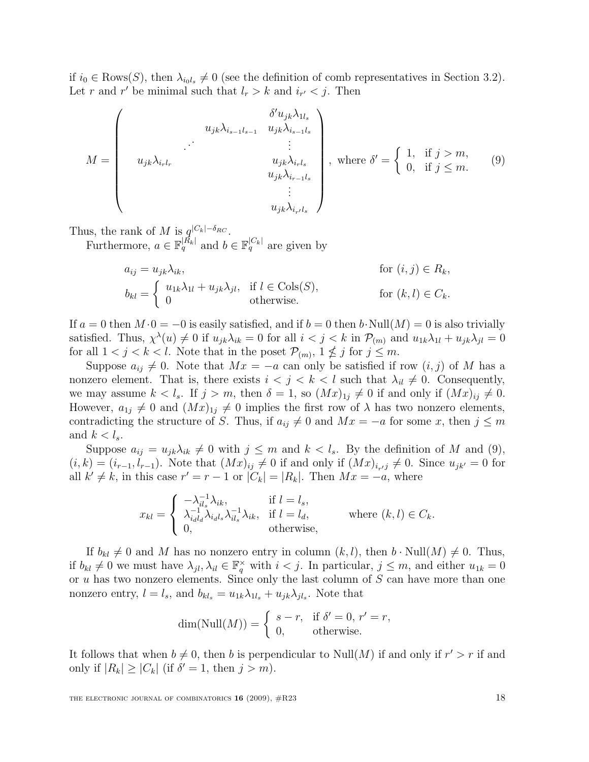if $i_0 \in \text{Rows}(S)$, then $\lambda_{i_0 l_s} \neq 0$ (see the definition of comb representatives in Section 3.2). Let $r$ and $r'$ be minimal such that $l_r > k$ and $i_{r'} < j$. Then

$$M = \begin{pmatrix} & & & \delta' u_{jk}\lambda_{1l_s} \\ & & u_{jk}\lambda_{i_{s-1}l_{s-1}} & u_{jk}\lambda_{i_{s-1}l_s} \\ & \iddots & & \vdots \\ u_{jk}\lambda_{i_r l_r} & & & u_{jk}\lambda_{i_r l_s} \\ & & & u_{jk}\lambda_{i_{r-1}l_s} \\ & & & \vdots \\ & & & u_{jk}\lambda_{i_{r'}l_s} \end{pmatrix}, \text{ where } \delta' = \begin{cases} 1, & \text{if } j > m, \\ 0, & \text{if } j \leq m. \end{cases} \tag{9}$$

Thus, the rank of $M$ is $q^{|C_k| - \delta_{RC}}$.

Furthermore, $a \in \mathbb{F}_q^{|R_k|}$ and $b \in \mathbb{F}_q^{|C_k|}$ are given by

$$\begin{aligned} a_{ij} &= u_{jk}\lambda_{ik}, & &\text{for } (i,j) \in R_k, \\ b_{kl} &= \begin{cases} u_{1k}\lambda_{1l} + u_{jk}\lambda_{jl}, & \text{if } l \in \text{Cols}(S), \\ 0 & \text{otherwise.} \end{cases} & &\text{for } (k,l) \in C_k. \end{aligned}$$

If $a = 0$ then $M \cdot 0 = -0$ is easily satisfied, and if $b = 0$ then $b \cdot \text{Null}(M) = 0$ is also trivially satisfied. Thus, $\chi^\lambda(u) \neq 0$ if $u_{jk}\lambda_{ik} = 0$ for all $i < j < k$ in $\mathcal{P}_{(m)}$ and $u_{1k}\lambda_{1l} + u_{jk}\lambda_{jl} = 0$ for all $1 < j < k < l$. Note that in the poset $\mathcal{P}_{(m)}$, $1 \not< j$ for $j \leq m$.

Suppose $a_{ij} \neq 0$. Note that $Mx = -a$ can only be satisfied if row $(i,j)$ of $M$ has a nonzero element. That is, there exists $i < j < k < l$ such that $\lambda_{il} \neq 0$. Consequently, we may assume $k < l_s$. If $j > m$, then $\delta = 1$, so $(Mx)_{1j} \neq 0$ if and only if $(Mx)_{ij} \neq 0$. However, $a_{1j} \neq 0$ and $(Mx)_{1j} \neq 0$ implies the first row of $\lambda$ has two nonzero elements, contradicting the structure of $S$. Thus, if $a_{ij} \neq 0$ and $Mx = -a$ for some $x$, then $j \leq m$ and $k < l_s$.

Suppose $a_{ij} = u_{jk}\lambda_{ik} \neq 0$ with $j \leq m$ and $k < l_s$. By the definition of $M$ and (9), $(i,k) = (i_{r-1}, l_{r-1})$. Note that $(Mx)_{ij} \neq 0$ if and only if $(Mx)_{i_{r'}j} \neq 0$. Since $u_{jk'} = 0$ for all $k' \neq k$, in this case $r' = r - 1$ or $|C_k| = |R_k|$. Then $Mx = -a$, where

$$x_{kl} = \begin{cases} -\lambda_{il_s}^{-1}\lambda_{ik}, & \text{if } l = l_s, \\ \lambda_{i_d l_d}^{-1}\lambda_{i_d l_s}\lambda_{il_s}^{-1}\lambda_{ik}, & \text{if } l = l_d, \\ 0, & \text{otherwise,} \end{cases} \qquad \text{where } (k,l) \in C_k.$$

If $b_{kl} \neq 0$ and $M$ has no nonzero entry in column $(k,l)$, then $b \cdot \text{Null}(M) \neq 0$. Thus, if $b_{kl} \neq 0$ we must have $\lambda_{jl}, \lambda_{il} \in \mathbb{F}_q^\times$ with $i < j$. In particular, $j \leq m$, and either $u_{1k} = 0$ or $u$ has two nonzero elements. Since only the last column of $S$ can have more than one nonzero entry, $l = l_s$, and $b_{kl_s} = u_{1k}\lambda_{1l_s} + u_{jk}\lambda_{jl_s}$. Note that

$$\dim(\text{Null}(M)) = \begin{cases} s - r, & \text{if } \delta' = 0,\ r' = r, \\ 0, & \text{otherwise.} \end{cases}$$

It follows that when $b \neq 0$, then $b$ is perpendicular to $\text{Null}(M)$ if and only if $r' > r$ if and only if $|R_k| \geq |C_k|$ (if $\delta' = 1$, then $j > m$).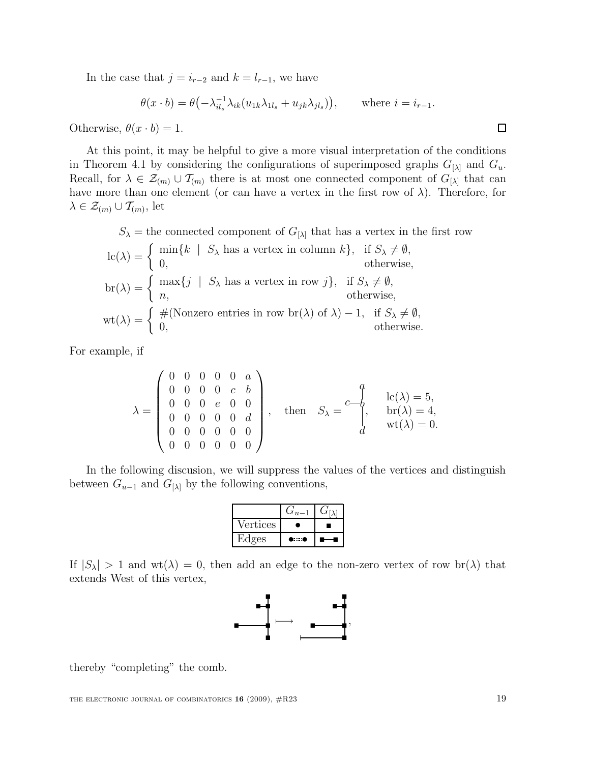In the case that $j = i_{r-2}$ and $k = l_{r-1}$, we have

$$\theta(x \cdot b) = \theta\big(-\lambda_{il_s}^{-1}\lambda_{ik}(u_{1k}\lambda_{1l_s} + u_{jk}\lambda_{jl_s})\big), \qquad \text{where } i = i_{r-1}.$$

Otherwise, $\theta(x \cdot b) = 1$. □

At this point, it may be helpful to give a more visual interpretation of the conditions in Theorem 4.1 by considering the configurations of superimposed graphs $G_{[\lambda]}$ and $G_u$. Recall, for $\lambda \in \mathcal{Z}_{(m)} \cup \mathcal{T}_{(m)}$ there is at most one connected component of $G_{[\lambda]}$ that can have more than one element (or can have a vertex in the first row of $\lambda$). Therefore, for $\lambda \in \mathcal{Z}_{(m)} \cup \mathcal{T}_{(m)}$, let

$$\begin{aligned}
S_\lambda &= \text{the connected component of } G_{[\lambda]} \text{ that has a vertex in the first row}\\
\mathrm{lc}(\lambda) &= \begin{cases} \min\{k \mid S_\lambda \text{ has a vertex in column } k\}, & \text{if } S_\lambda \neq \emptyset,\\ 0, & \text{otherwise,}\end{cases}\\
\mathrm{br}(\lambda) &= \begin{cases} \max\{j \mid S_\lambda \text{ has a vertex in row } j\}, & \text{if } S_\lambda \neq \emptyset,\\ n, & \text{otherwise,}\end{cases}\\
\mathrm{wt}(\lambda) &= \begin{cases} \#(\text{Nonzero entries in row } \mathrm{br}(\lambda) \text{ of } \lambda) - 1, & \text{if } S_\lambda \neq \emptyset,\\ 0, & \text{otherwise.}\end{cases}
\end{aligned}$$

For example, if

$$\lambda = \begin{pmatrix} 0 & 0 & 0 & 0 & 0 & a\\ 0 & 0 & 0 & 0 & c & b\\ 0 & 0 & 0 & e & 0 & 0\\ 0 & 0 & 0 & 0 & 0 & d\\ 0 & 0 & 0 & 0 & 0 & 0\\ 0 & 0 & 0 & 0 & 0 & 0 \end{pmatrix}, \quad \text{then} \quad S_\lambda = \begin{array}{c} a \\ c\text{—}b \\ | \\ d \end{array}, \quad \begin{array}{l} \mathrm{lc}(\lambda) = 5,\\ \mathrm{br}(\lambda) = 4,\\ \mathrm{wt}(\lambda) = 0. \end{array}$$

In the following discusion, we will suppress the values of the vertices and distinguish between $G_{u-1}$ and $G_{[\lambda]}$ by the following conventions,

| | $G_{u-1}$ | $G_{[\lambda]}$ |
|---|---|---|
| Vertices | ● | ■ |
| Edges | ●⋯⋯● | ■—■ |

If $|S_\lambda| > 1$ and $\mathrm{wt}(\lambda) = 0$, then add an edge to the non-zero vertex of row $\mathrm{br}(\lambda)$ that extends West of this vertex,

thereby "completing" the comb.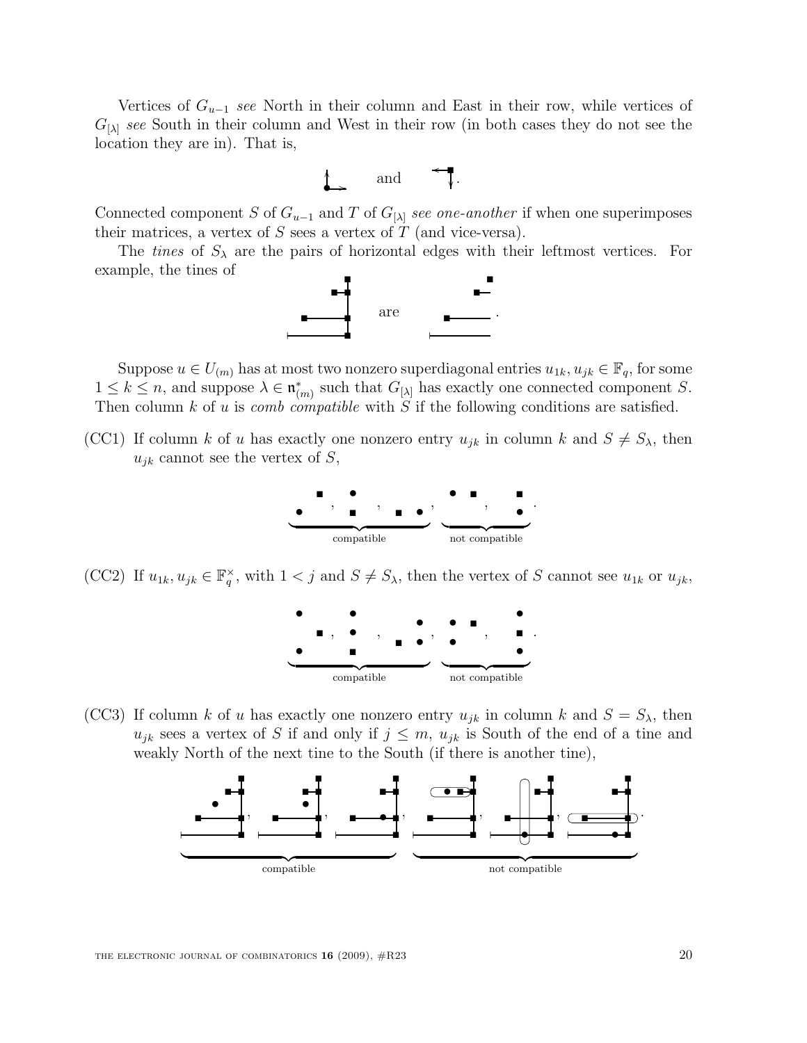Vertices of $G_{u-1}$ *see* North in their column and East in their row, while vertices of $G_{[\lambda]}$ *see* South in their column and West in their row (in both cases they do not see the location they are in). That is,

and .

Connected component $S$ of $G_{u-1}$ and $T$ of $G_{[\lambda]}$ *see one-another* if when one superimposes their matrices, a vertex of $S$ sees a vertex of $T$ (and vice-versa).

The *tines* of $S_\lambda$ are the pairs of horizontal edges with their leftmost vertices. For example, the tines of

are .

Suppose $u \in U_{(m)}$ has at most two nonzero superdiagonal entries $u_{1k}, u_{jk} \in \mathbb{F}_q$, for some $1 \leq k \leq n$, and suppose $\lambda \in \mathfrak{n}^*_{(m)}$ such that $G_{[\lambda]}$ has exactly one connected component $S$. Then column $k$ of $u$ is *comb compatible* with $S$ if the following conditions are satisfied.

(CC1) If column $k$ of $u$ has exactly one nonzero entry $u_{jk}$ in column $k$ and $S \neq S_\lambda$, then $u_{jk}$ cannot see the vertex of $S$,

compatible, not compatible.

(CC2) If $u_{1k}, u_{jk} \in \mathbb{F}_q^\times$, with $1 < j$ and $S \neq S_\lambda$, then the vertex of $S$ cannot see $u_{1k}$ or $u_{jk}$,

compatible, not compatible.

(CC3) If column $k$ of $u$ has exactly one nonzero entry $u_{jk}$ in column $k$ and $S = S_\lambda$, then $u_{jk}$ sees a vertex of $S$ if and only if $j \leq m$, $u_{jk}$ is South of the end of a tine and weakly North of the next tine to the South (if there is another tine),

compatible, not compatible.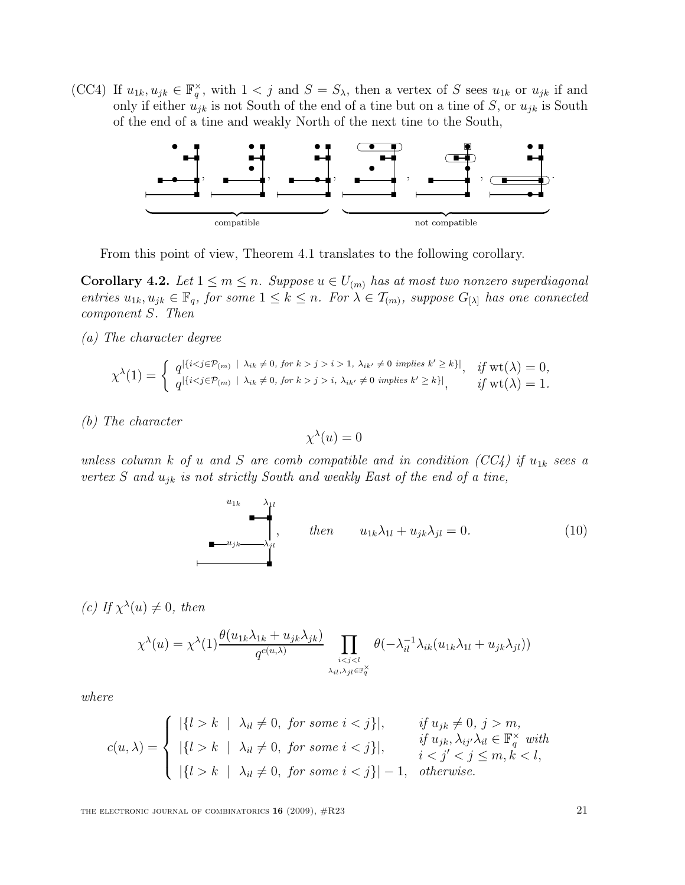(CC4) If $u_{1k}, u_{jk} \in \mathbb{F}_q^\times$, with $1 < j$ and $S = S_\lambda$, then a vertex of $S$ sees $u_{1k}$ or $u_{jk}$ if and only if either $u_{jk}$ is not South of the end of a tine but on a tine of $S$, or $u_{jk}$ is South of the end of a tine and weakly North of the next tine to the South,

compatible | not compatible

From this point of view, Theorem 4.1 translates to the following corollary.

**Corollary 4.2.** *Let $1 \leq m \leq n$. Suppose $u \in U_{(m)}$ has at most two nonzero superdiagonal entries $u_{1k}, u_{jk} \in \mathbb{F}_q$, for some $1 \leq k \leq n$. For $\lambda \in \mathcal{T}_{(m)}$, suppose $G_{[\lambda]}$ has one connected component $S$. Then*

*(a) The character degree*

$$\chi^\lambda(1) = \begin{cases} q^{|\{i<j \in \mathcal{P}_{(m)} \ | \ \lambda_{ik} \neq 0, \text{ for } k > j > i > 1, \ \lambda_{ik'} \neq 0 \text{ implies } k' \geq k\}|}, & \text{if } \mathrm{wt}(\lambda) = 0, \\ q^{|\{i<j \in \mathcal{P}_{(m)} \ | \ \lambda_{ik} \neq 0, \text{ for } k > j > i, \ \lambda_{ik'} \neq 0 \text{ implies } k' \geq k\}|}, & \text{if } \mathrm{wt}(\lambda) = 1. \end{cases}$$

*(b) The character*

$$\chi^\lambda(u) = 0$$

*unless column $k$ of $u$ and $S$ are comb compatible and in condition (CC4) if $u_{1k}$ sees a vertex $S$ and $u_{jk}$ is not strictly South and weakly East of the end of a tine,*

$$\text{then} \qquad u_{1k}\lambda_{1l} + u_{jk}\lambda_{jl} = 0. \tag{10}$$

*(c) If $\chi^\lambda(u) \neq 0$, then*

$$\chi^\lambda(u) = \chi^\lambda(1) \frac{\theta(u_{1k}\lambda_{1k} + u_{jk}\lambda_{jk})}{q^{c(u,\lambda)}} \prod_{\substack{i<j<l \\ \lambda_{il}, \lambda_{jl} \in \mathbb{F}_q^\times}} \theta(-\lambda_{il}^{-1}\lambda_{ik}(u_{1k}\lambda_{1l} + u_{jk}\lambda_{jl}))$$

*where*

$$c(u, \lambda) = \begin{cases} |\{l > k \ | \ \lambda_{il} \neq 0, \text{ for some } i < j\}|, & \text{if } u_{jk} \neq 0, \ j > m, \\ |\{l > k \ | \ \lambda_{il} \neq 0, \text{ for some } i < j\}|, & \text{if } u_{jk}, \lambda_{ij'}\lambda_{il} \in \mathbb{F}_q^\times \text{ with } i < j' < j \leq m, k < l, \\ |\{l > k \ | \ \lambda_{il} \neq 0, \text{ for some } i < j\}| - 1, & \text{otherwise.} \end{cases}$$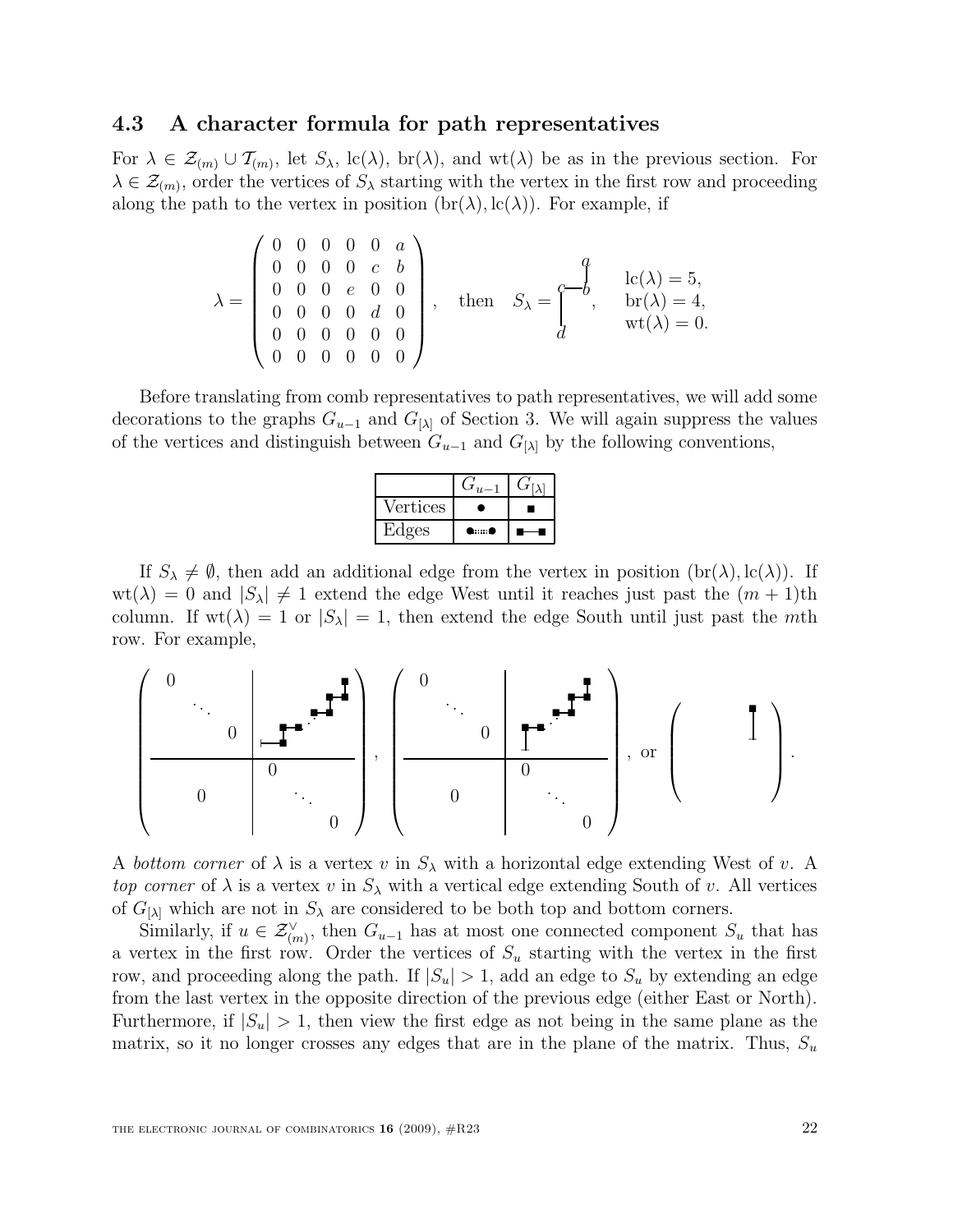### 4.3 A character formula for path representatives

For $\lambda \in \mathcal{Z}_{(m)} \cup \mathcal{T}_{(m)}$, let $S_\lambda$, $\mathrm{lc}(\lambda)$, $\mathrm{br}(\lambda)$, and $\mathrm{wt}(\lambda)$ be as in the previous section. For $\lambda \in \mathcal{Z}_{(m)}$, order the vertices of $S_\lambda$ starting with the vertex in the first row and proceeding along the path to the vertex in position $(\mathrm{br}(\lambda), \mathrm{lc}(\lambda))$. For example, if

$$\lambda = \begin{pmatrix} 0 & 0 & 0 & 0 & 0 & a \\ 0 & 0 & 0 & 0 & c & b \\ 0 & 0 & 0 & e & 0 & 0 \\ 0 & 0 & 0 & 0 & d & 0 \\ 0 & 0 & 0 & 0 & 0 & 0 \\ 0 & 0 & 0 & 0 & 0 & 0 \end{pmatrix}, \quad \text{then} \quad S_\lambda = \begin{array}{l} \quad\; a \\ c \!-\! b \\ \;d \end{array}, \quad \begin{array}{l} \mathrm{lc}(\lambda) = 5, \\ \mathrm{br}(\lambda) = 4, \\ \mathrm{wt}(\lambda) = 0. \end{array}$$

Before translating from comb representatives to path representatives, we will add some decorations to the graphs $G_{u-1}$ and $G_{[\lambda]}$ of Section 3. We will again suppress the values of the vertices and distinguish between $G_{u-1}$ and $G_{[\lambda]}$ by the following conventions,

| | $G_{u-1}$ | $G_{[\lambda]}$ |
|---|---|---|
| Vertices | ● | ■ |
| Edges | ●┈┈● | ■—■ |

If $S_\lambda \neq \emptyset$, then add an additional edge from the vertex in position $(\mathrm{br}(\lambda), \mathrm{lc}(\lambda))$. If $\mathrm{wt}(\lambda) = 0$ and $|S_\lambda| \neq 1$ extend the edge West until it reaches just past the $(m+1)$th column. If $\mathrm{wt}(\lambda) = 1$ or $|S_\lambda| = 1$, then extend the edge South until just past the $m$th row. For example,

$$\left(\begin{array}{c|c} 0 \;\; \ddots \;\; 0 & \text{(path, edge extended West)} \\ \hline 0 & 0 \;\; \ddots \;\; 0 \end{array}\right), \quad \left(\begin{array}{c|c} 0 \;\; \ddots \;\; 0 & \text{(path, edge extended South)} \\ \hline 0 & 0 \;\; \ddots \;\; 0 \end{array}\right), \quad \text{or} \quad \left(\; \blacksquare \;\right).$$

A *bottom corner* of $\lambda$ is a vertex $v$ in $S_\lambda$ with a horizontal edge extending West of $v$. A *top corner* of $\lambda$ is a vertex $v$ in $S_\lambda$ with a vertical edge extending South of $v$. All vertices of $G_{[\lambda]}$ which are not in $S_\lambda$ are considered to be both top and bottom corners.

Similarly, if $u \in \mathcal{Z}^\vee_{(m)}$, then $G_{u-1}$ has at most one connected component $S_u$ that has a vertex in the first row. Order the vertices of $S_u$ starting with the vertex in the first row, and proceeding along the path. If $|S_u| > 1$, add an edge to $S_u$ by extending an edge from the last vertex in the opposite direction of the previous edge (either East or North). Furthermore, if $|S_u| > 1$, then view the first edge as not being in the same plane as the matrix, so it no longer crosses any edges that are in the plane of the matrix. Thus, $S_u$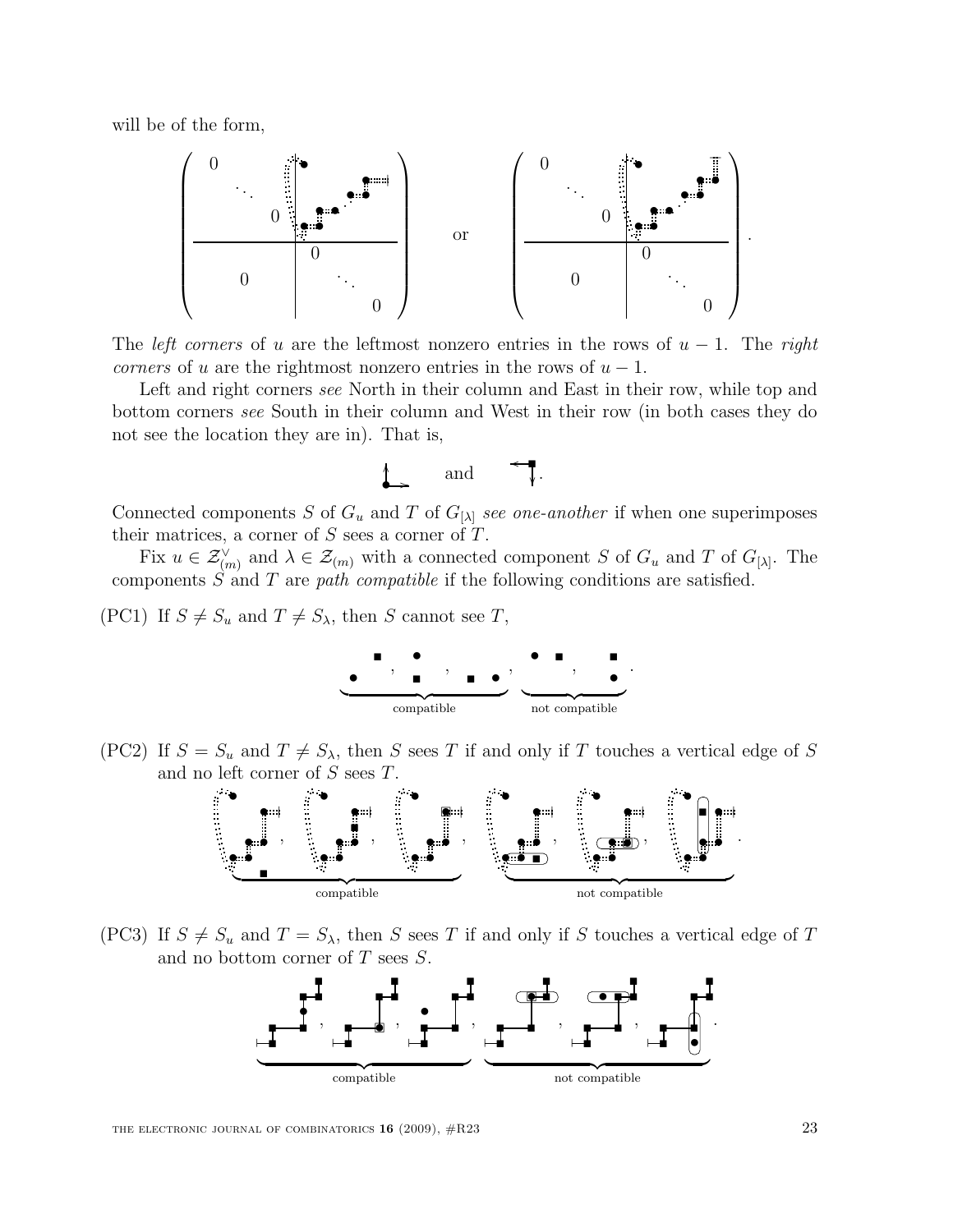will be of the form,

The *left corners* of $u$ are the leftmost nonzero entries in the rows of $u - 1$. The *right corners* of $u$ are the rightmost nonzero entries in the rows of $u - 1$.

Left and right corners *see* North in their column and East in their row, while top and bottom corners *see* South in their column and West in their row (in both cases they do not see the location they are in). That is,

and .

Connected components $S$ of $G_u$ and $T$ of $G_{[\lambda]}$ *see one-another* if when one superimposes their matrices, a corner of $S$ sees a corner of $T$.

Fix $u \in \mathcal{Z}^\vee_{(m)}$ and $\lambda \in \mathcal{Z}_{(m)}$ with a connected component $S$ of $G_u$ and $T$ of $G_{[\lambda]}$. The components $S$ and $T$ are *path compatible* if the following conditions are satisfied.

(PC1) If $S \neq S_u$ and $T \neq S_\lambda$, then $S$ cannot see $T$,

compatible, not compatible.

(PC2) If $S = S_u$ and $T \neq S_\lambda$, then $S$ sees $T$ if and only if $T$ touches a vertical edge of $S$ and no left corner of $S$ sees $T$.

compatible, not compatible.

(PC3) If $S \neq S_u$ and $T = S_\lambda$, then $S$ sees $T$ if and only if $S$ touches a vertical edge of $T$ and no bottom corner of $T$ sees $S$.

compatible, not compatible.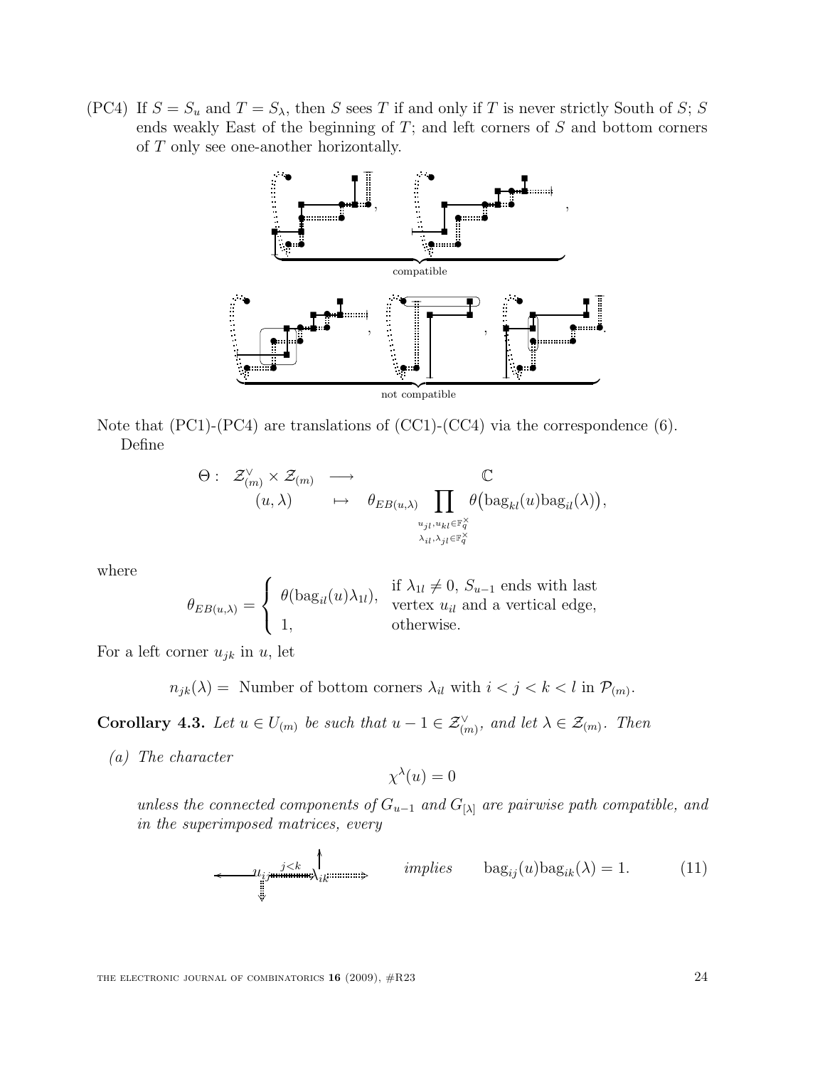(PC4) If $S = S_u$ and $T = S_\lambda$, then $S$ sees $T$ if and only if $T$ is never strictly South of $S$; $S$ ends weakly East of the beginning of $T$; and left corners of $S$ and bottom corners of $T$ only see one-another horizontally.

compatible

not compatible

Note that (PC1)-(PC4) are translations of (CC1)-(CC4) via the correspondence (6).

Define

$$\begin{array}{rccc} \Theta: & \mathcal{Z}^\vee_{(m)} \times \mathcal{Z}_{(m)} & \longrightarrow & \mathbb{C} \\ & (u,\lambda) & \mapsto & \theta_{EB(u,\lambda)} \displaystyle\prod_{\substack{u_{jl},u_{kl}\in\mathbb{F}_q^\times \\ \lambda_{il},\lambda_{jl}\in\mathbb{F}_q^\times}} \theta\big(\mathrm{bag}_{kl}(u)\mathrm{bag}_{il}(\lambda)\big), \end{array}$$

where

$$\theta_{EB(u,\lambda)} = \begin{cases} \theta(\mathrm{bag}_{il}(u)\lambda_{1l}), & \text{if } \lambda_{1l}\neq 0,\ S_{u-1} \text{ ends with last vertex } u_{il} \text{ and a vertical edge,} \\ 1, & \text{otherwise.} \end{cases}$$

For a left corner $u_{jk}$ in $u$, let

$$n_{jk}(\lambda) = \text{ Number of bottom corners } \lambda_{il} \text{ with } i<j<k<l \text{ in } \mathcal{P}_{(m)}.$$

**Corollary 4.3.** *Let $u \in U_{(m)}$ be such that $u-1 \in \mathcal{Z}^\vee_{(m)}$, and let $\lambda \in \mathcal{Z}_{(m)}$. Then*

*(a) The character*

$$\chi^\lambda(u) = 0$$

*unless the connected components of $G_{u-1}$ and $G_{[\lambda]}$ are pairwise path compatible, and in the superimposed matrices, every*

$$u_{ij} \overset{j<k}{\cdots} \lambda_{ik} \qquad \textit{implies} \qquad \mathrm{bag}_{ij}(u)\mathrm{bag}_{ik}(\lambda) = 1. \tag{11}$$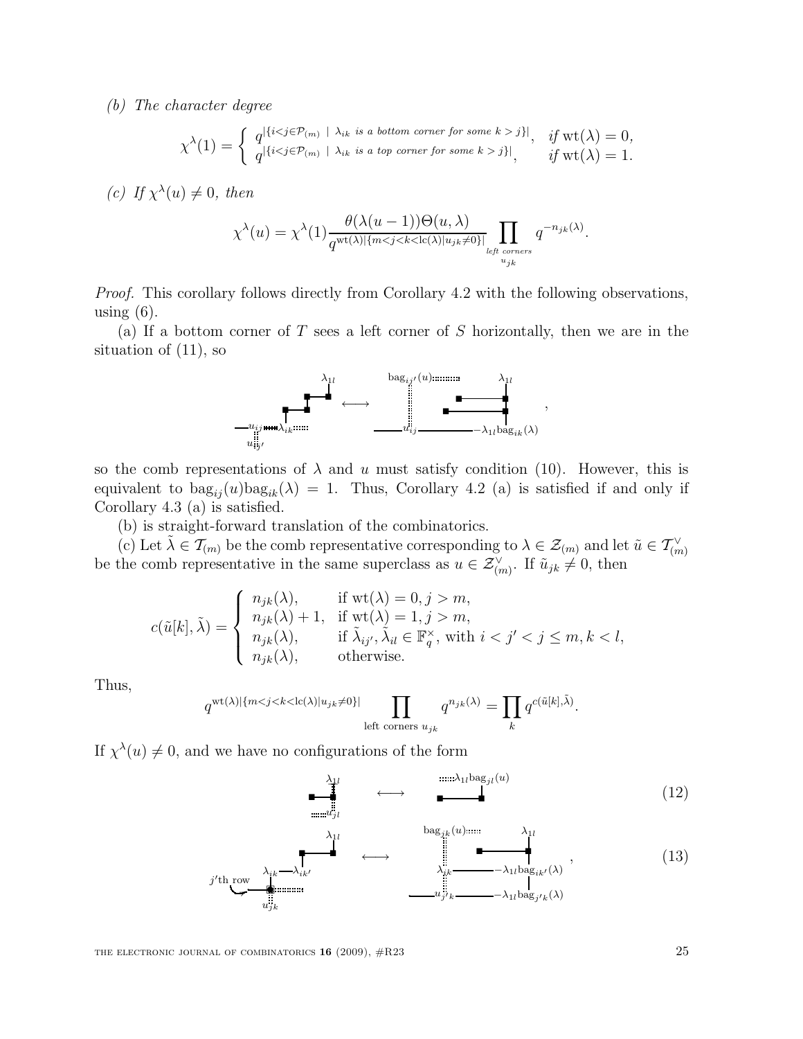*(b) The character degree*

$$\chi^\lambda(1) = \begin{cases} q^{|\{i<j\in\mathcal{P}_{(m)} \;|\; \lambda_{ik} \text{ is a bottom corner for some } k>j\}|}, & \text{if } \mathrm{wt}(\lambda)=0, \\ q^{|\{i<j\in\mathcal{P}_{(m)} \;|\; \lambda_{ik} \text{ is a top corner for some } k>j\}|}, & \text{if } \mathrm{wt}(\lambda)=1. \end{cases}$$

*(c) If $\chi^\lambda(u)\neq 0$, then*

$$\chi^\lambda(u) = \chi^\lambda(1)\frac{\theta(\lambda(u-1))\Theta(u,\lambda)}{q^{\mathrm{wt}(\lambda)|\{m<j<k<\mathrm{lc}(\lambda)|u_{jk}\neq 0\}|}}\prod_{\substack{\text{left corners}\\ u_{jk}}} q^{-n_{jk}(\lambda)}.$$

*Proof.* This corollary follows directly from Corollary 4.2 with the following observations, using (6).

(a) If a bottom corner of $T$ sees a left corner of $S$ horizontally, then we are in the situation of (11), so

$$\lambda_{1l},\ u_{ij},\ \lambda_{ik},\ u_{ij'} \quad\longleftrightarrow\quad \mathrm{bag}_{ij'}(u),\ \lambda_{1l},\ u_{ij},\ -\lambda_{1l}\mathrm{bag}_{ik}(\lambda),$$

so the comb representations of $\lambda$ and $u$ must satisfy condition (10). However, this is equivalent to $\mathrm{bag}_{ij}(u)\mathrm{bag}_{ik}(\lambda)=1$. Thus, Corollary 4.2 (a) is satisfied if and only if Corollary 4.3 (a) is satisfied.

(b) is straight-forward translation of the combinatorics.

(c) Let $\tilde{\lambda}\in\mathcal{T}_{(m)}$ be the comb representative corresponding to $\lambda\in\mathcal{Z}_{(m)}$ and let $\tilde{u}\in\mathcal{T}^\vee_{(m)}$ be the comb representative in the same superclass as $u\in\mathcal{Z}^\vee_{(m)}$. If $\tilde{u}_{jk}\neq 0$, then

$$c(\tilde{u}[k],\tilde{\lambda}) = \begin{cases} n_{jk}(\lambda), & \text{if } \mathrm{wt}(\lambda)=0, j>m, \\ n_{jk}(\lambda)+1, & \text{if } \mathrm{wt}(\lambda)=1, j>m, \\ n_{jk}(\lambda), & \text{if } \tilde{\lambda}_{ij'},\tilde{\lambda}_{il}\in\mathbb{F}_q^\times, \text{ with } i<j'<j\leq m, k<l, \\ n_{jk}(\lambda), & \text{otherwise.} \end{cases}$$

Thus,

$$q^{\mathrm{wt}(\lambda)|\{m<j<k<\mathrm{lc}(\lambda)|u_{jk}\neq 0\}|}\prod_{\text{left corners } u_{jk}} q^{n_{jk}(\lambda)} = \prod_k q^{c(\tilde{u}[k],\tilde{\lambda})}.$$

If $\chi^\lambda(u)\neq 0$, and we have no configurations of the form

$$\lambda_{1l},\ u_{jl} \quad\longleftrightarrow\quad \lambda_{1l}\mathrm{bag}_{jl}(u) \tag{12}$$

$$\lambda_{1l},\ \lambda_{ik},\ \lambda_{ik'},\ j'\text{th row},\ u_{jk} \quad\longleftrightarrow\quad \mathrm{bag}_{jk}(u),\ \lambda_{1l},\ \lambda_{ik},\ -\lambda_{1l}\mathrm{bag}_{ik'}(\lambda),\ u_{j'k},\ -\lambda_{1l}\mathrm{bag}_{j'k}(\lambda), \tag{13}$$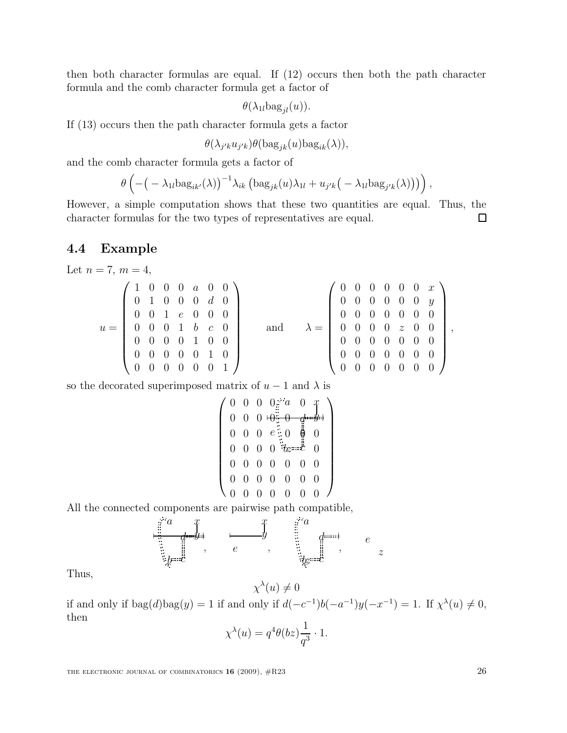then both character formulas are equal. If (12) occurs then both the path character formula and the comb character formula get a factor of

$$\theta(\lambda_{1l}\mathrm{bag}_{jl}(u)).$$

If (13) occurs then the path character formula gets a factor

$$\theta(\lambda_{j'k}u_{j'k})\theta(\mathrm{bag}_{jk}(u)\mathrm{bag}_{ik}(\lambda)),$$

and the comb character formula gets a factor of

$$\theta\left(-\big(-\lambda_{1l}\mathrm{bag}_{ik'}(\lambda)\big)^{-1}\lambda_{ik}\left(\mathrm{bag}_{jk}(u)\lambda_{1l}+u_{j'k}\big(-\lambda_{1l}\mathrm{bag}_{j'k}(\lambda)\big)\right)\right),$$

However, a simple computation shows that these two quantities are equal. Thus, the character formulas for the two types of representatives are equal. □

## 4.4 Example

Let $n=7$, $m=4$,

$$u=\begin{pmatrix} 1 & 0 & 0 & 0 & a & 0 & 0\\ 0 & 1 & 0 & 0 & 0 & d & 0\\ 0 & 0 & 1 & e & 0 & 0 & 0\\ 0 & 0 & 0 & 1 & b & c & 0\\ 0 & 0 & 0 & 0 & 1 & 0 & 0\\ 0 & 0 & 0 & 0 & 0 & 1 & 0\\ 0 & 0 & 0 & 0 & 0 & 0 & 1 \end{pmatrix} \qquad \text{and} \qquad \lambda=\begin{pmatrix} 0 & 0 & 0 & 0 & 0 & 0 & x\\ 0 & 0 & 0 & 0 & 0 & 0 & y\\ 0 & 0 & 0 & 0 & 0 & 0 & 0\\ 0 & 0 & 0 & 0 & z & 0 & 0\\ 0 & 0 & 0 & 0 & 0 & 0 & 0\\ 0 & 0 & 0 & 0 & 0 & 0 & 0\\ 0 & 0 & 0 & 0 & 0 & 0 & 0 \end{pmatrix},$$

so the decorated superimposed matrix of $u-1$ and $\lambda$ is

$$\begin{pmatrix} 0 & 0 & 0 & 0 & a & 0 & x\\ 0 & 0 & 0 & 0 & 0 & d & y\\ 0 & 0 & 0 & e & 0 & 0 & 0\\ 0 & 0 & 0 & 0 & bz & c & 0\\ 0 & 0 & 0 & 0 & 0 & 0 & 0\\ 0 & 0 & 0 & 0 & 0 & 0 & 0\\ 0 & 0 & 0 & 0 & 0 & 0 & 0 \end{pmatrix}$$

All the connected components are pairwise path compatible,

$$\begin{matrix} a & & x\\ & d & y\\ b & c & \end{matrix}, \qquad \begin{matrix} & x\\ & y\\ e & \end{matrix}, \qquad \begin{matrix} a & \\ & d\\ bz & c \end{matrix}, \qquad \begin{matrix} e & \\ & z \end{matrix}$$

Thus,

$$\chi^{\lambda}(u)\neq 0$$

if and only if $\mathrm{bag}(d)\mathrm{bag}(y)=1$ if and only if $d(-c^{-1})b(-a^{-1})y(-x^{-1})=1$. If $\chi^{\lambda}(u)\neq 0$, then

$$\chi^{\lambda}(u)=q^4\theta(bz)\frac{1}{q^3}\cdot 1.$$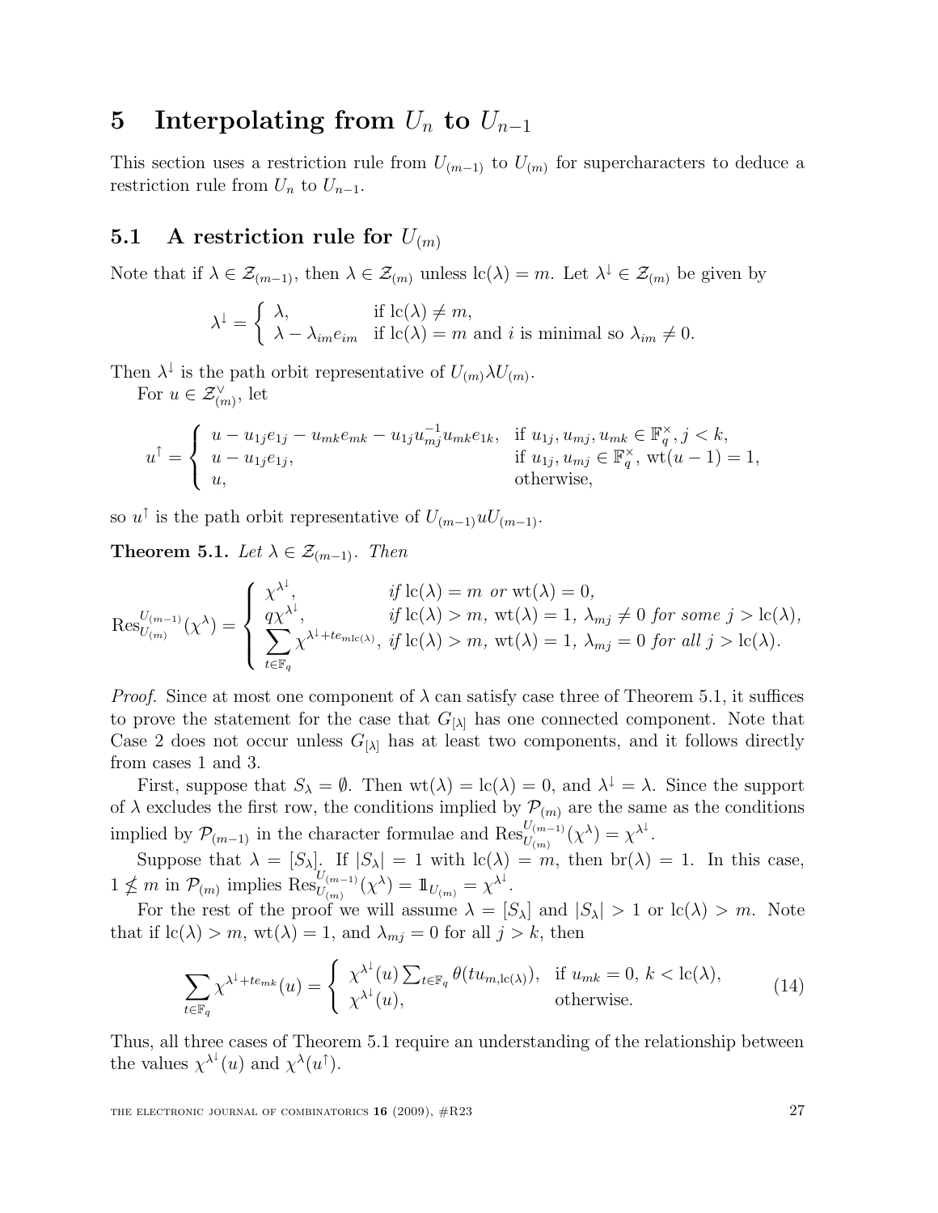# 5 Interpolating from $U_n$ to $U_{n-1}$

This section uses a restriction rule from $U_{(m-1)}$ to $U_{(m)}$ for supercharacters to deduce a restriction rule from $U_n$ to $U_{n-1}$.

## 5.1 A restriction rule for $U_{(m)}$

Note that if $\lambda \in \mathcal{Z}_{(m-1)}$, then $\lambda \in \mathcal{Z}_{(m)}$ unless $\mathrm{lc}(\lambda) = m$. Let $\lambda^{\downarrow} \in \mathcal{Z}_{(m)}$ be given by

$$\lambda^{\downarrow} = \begin{cases} \lambda, & \text{if } \mathrm{lc}(\lambda) \neq m, \\ \lambda - \lambda_{im} e_{im} & \text{if } \mathrm{lc}(\lambda) = m \text{ and } i \text{ is minimal so } \lambda_{im} \neq 0. \end{cases}$$

Then $\lambda^{\downarrow}$ is the path orbit representative of $U_{(m)} \lambda U_{(m)}$.

For $u \in \mathcal{Z}_{(m)}^{\vee}$, let

$$u^{\uparrow} = \begin{cases} u - u_{1j}e_{1j} - u_{mk}e_{mk} - u_{1j}u_{mj}^{-1}u_{mk}e_{1k}, & \text{if } u_{1j}, u_{mj}, u_{mk} \in \mathbb{F}_q^{\times}, j < k, \\ u - u_{1j}e_{1j}, & \text{if } u_{1j}, u_{mj} \in \mathbb{F}_q^{\times},\ \mathrm{wt}(u-1) = 1, \\ u, & \text{otherwise,} \end{cases}$$

so $u^{\uparrow}$ is the path orbit representative of $U_{(m-1)} u U_{(m-1)}$.

**Theorem 5.1.** *Let $\lambda \in \mathcal{Z}_{(m-1)}$. Then*

$$\mathrm{Res}^{U_{(m-1)}}_{U_{(m)}}(\chi^{\lambda}) = \begin{cases} \chi^{\lambda^{\downarrow}}, & \text{if } \mathrm{lc}(\lambda) = m \text{ or } \mathrm{wt}(\lambda) = 0, \\ q\chi^{\lambda^{\downarrow}}, & \text{if } \mathrm{lc}(\lambda) > m,\ \mathrm{wt}(\lambda) = 1,\ \lambda_{mj} \neq 0 \text{ for some } j > \mathrm{lc}(\lambda), \\ \displaystyle\sum_{t \in \mathbb{F}_q} \chi^{\lambda^{\downarrow} + te_{m\mathrm{lc}(\lambda)}}, & \text{if } \mathrm{lc}(\lambda) > m,\ \mathrm{wt}(\lambda) = 1,\ \lambda_{mj} = 0 \text{ for all } j > \mathrm{lc}(\lambda). \end{cases}$$

*Proof.* Since at most one component of $\lambda$ can satisfy case three of Theorem 5.1, it suffices to prove the statement for the case that $G_{[\lambda]}$ has one connected component. Note that Case 2 does not occur unless $G_{[\lambda]}$ has at least two components, and it follows directly from cases 1 and 3.

First, suppose that $S_{\lambda} = \emptyset$. Then $\mathrm{wt}(\lambda) = \mathrm{lc}(\lambda) = 0$, and $\lambda^{\downarrow} = \lambda$. Since the support of $\lambda$ excludes the first row, the conditions implied by $\mathcal{P}_{(m)}$ are the same as the conditions implied by $\mathcal{P}_{(m-1)}$ in the character formulae and $\mathrm{Res}^{U_{(m-1)}}_{U_{(m)}}(\chi^{\lambda}) = \chi^{\lambda^{\downarrow}}$.

Suppose that $\lambda = [S_{\lambda}]$. If $|S_{\lambda}| = 1$ with $\mathrm{lc}(\lambda) = m$, then $\mathrm{br}(\lambda) = 1$. In this case, $1 \npreceq m$ in $\mathcal{P}_{(m)}$ implies $\mathrm{Res}^{U_{(m-1)}}_{U_{(m)}}(\chi^{\lambda}) = \mathbb{1}_{U_{(m)}} = \chi^{\lambda^{\downarrow}}$.

For the rest of the proof we will assume $\lambda = [S_{\lambda}]$ and $|S_{\lambda}| > 1$ or $\mathrm{lc}(\lambda) > m$. Note that if $\mathrm{lc}(\lambda) > m$, $\mathrm{wt}(\lambda) = 1$, and $\lambda_{mj} = 0$ for all $j > k$, then

$$\sum_{t \in \mathbb{F}_q} \chi^{\lambda^{\downarrow} + te_{mk}}(u) = \begin{cases} \chi^{\lambda^{\downarrow}}(u) \sum_{t \in \mathbb{F}_q} \theta(tu_{m,\mathrm{lc}(\lambda)}), & \text{if } u_{mk} = 0,\ k < \mathrm{lc}(\lambda), \\ \chi^{\lambda^{\downarrow}}(u), & \text{otherwise.} \end{cases} \tag{14}$$

Thus, all three cases of Theorem 5.1 require an understanding of the relationship between the values $\chi^{\lambda^{\downarrow}}(u)$ and $\chi^{\lambda}(u^{\uparrow})$.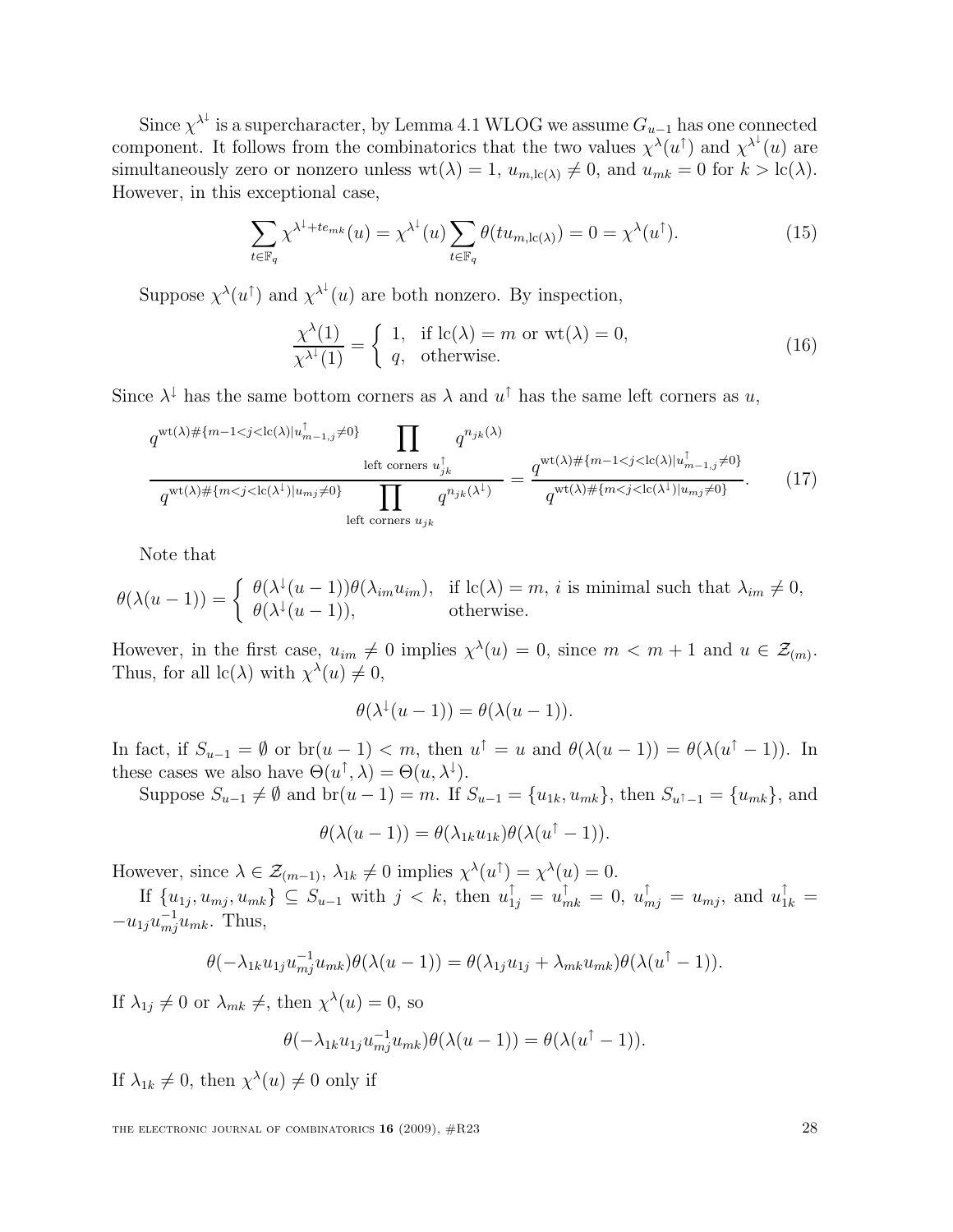Since $\chi^{\lambda^\downarrow}$ is a supercharacter, by Lemma 4.1 WLOG we assume $G_{u-1}$ has one connected component. It follows from the combinatorics that the two values $\chi^\lambda(u^\uparrow)$ and $\chi^{\lambda^\downarrow}(u)$ are simultaneously zero or nonzero unless $\mathrm{wt}(\lambda) = 1$, $u_{m,\mathrm{lc}(\lambda)} \neq 0$, and $u_{mk} = 0$ for $k > \mathrm{lc}(\lambda)$. However, in this exceptional case,

$$\sum_{t \in \mathbb{F}_q} \chi^{\lambda^\downarrow + te_{mk}}(u) = \chi^{\lambda^\downarrow}(u) \sum_{t \in \mathbb{F}_q} \theta(tu_{m,\mathrm{lc}(\lambda)}) = 0 = \chi^\lambda(u^\uparrow). \tag{15}$$

Suppose $\chi^\lambda(u^\uparrow)$ and $\chi^{\lambda^\downarrow}(u)$ are both nonzero. By inspection,

$$\frac{\chi^\lambda(1)}{\chi^{\lambda^\downarrow}(1)} = \begin{cases} 1, & \text{if } \mathrm{lc}(\lambda) = m \text{ or } \mathrm{wt}(\lambda) = 0, \\ q, & \text{otherwise.} \end{cases} \tag{16}$$

Since $\lambda^\downarrow$ has the same bottom corners as $\lambda$ and $u^\uparrow$ has the same left corners as $u$,

$$\frac{q^{\mathrm{wt}(\lambda)\#\{m-1<j<\mathrm{lc}(\lambda) \mid u^\uparrow_{m-1,j} \neq 0\}} \displaystyle\prod_{\text{left corners } u^\uparrow_{jk}} q^{n_{jk}(\lambda)}}{q^{\mathrm{wt}(\lambda)\#\{m<j<\mathrm{lc}(\lambda^\downarrow) \mid u_{mj} \neq 0\}} \displaystyle\prod_{\text{left corners } u_{jk}} q^{n_{jk}(\lambda^\downarrow)}} = \frac{q^{\mathrm{wt}(\lambda)\#\{m-1<j<\mathrm{lc}(\lambda) \mid u^\uparrow_{m-1,j} \neq 0\}}}{q^{\mathrm{wt}(\lambda)\#\{m<j<\mathrm{lc}(\lambda^\downarrow) \mid u_{mj} \neq 0\}}}. \tag{17}$$

Note that

$$\theta(\lambda(u-1)) = \begin{cases} \theta(\lambda^\downarrow(u-1))\theta(\lambda_{im}u_{im}), & \text{if } \mathrm{lc}(\lambda) = m,\ i \text{ is minimal such that } \lambda_{im} \neq 0, \\ \theta(\lambda^\downarrow(u-1)), & \text{otherwise.} \end{cases}$$

However, in the first case, $u_{im} \neq 0$ implies $\chi^\lambda(u) = 0$, since $m < m+1$ and $u \in \mathcal{Z}_{(m)}$. Thus, for all $\mathrm{lc}(\lambda)$ with $\chi^\lambda(u) \neq 0$,

$$\theta(\lambda^\downarrow(u-1)) = \theta(\lambda(u-1)).$$

In fact, if $S_{u-1} = \emptyset$ or $\mathrm{br}(u-1) < m$, then $u^\uparrow = u$ and $\theta(\lambda(u-1)) = \theta(\lambda(u^\uparrow - 1))$. In these cases we also have $\Theta(u^\uparrow, \lambda) = \Theta(u, \lambda^\downarrow)$.

Suppose $S_{u-1} \neq \emptyset$ and $\mathrm{br}(u-1) = m$. If $S_{u-1} = \{u_{1k}, u_{mk}\}$, then $S_{u^\uparrow - 1} = \{u_{mk}\}$, and

$$\theta(\lambda(u-1)) = \theta(\lambda_{1k}u_{1k})\theta(\lambda(u^\uparrow - 1)).$$

However, since $\lambda \in \mathcal{Z}_{(m-1)}$, $\lambda_{1k} \neq 0$ implies $\chi^\lambda(u^\uparrow) = \chi^\lambda(u) = 0$.

If $\{u_{1j}, u_{mj}, u_{mk}\} \subseteq S_{u-1}$ with $j < k$, then $u^\uparrow_{1j} = u^\uparrow_{mk} = 0$, $u^\uparrow_{mj} = u_{mj}$, and $u^\uparrow_{1k} = -u_{1j}u_{mj}^{-1}u_{mk}$. Thus,

$$\theta(-\lambda_{1k}u_{1j}u_{mj}^{-1}u_{mk})\theta(\lambda(u-1)) = \theta(\lambda_{1j}u_{1j} + \lambda_{mk}u_{mk})\theta(\lambda(u^\uparrow - 1)).$$

If $\lambda_{1j} \neq 0$ or $\lambda_{mk} \neq$, then $\chi^\lambda(u) = 0$, so

$$\theta(-\lambda_{1k}u_{1j}u_{mj}^{-1}u_{mk})\theta(\lambda(u-1)) = \theta(\lambda(u^\uparrow - 1)).$$

If $\lambda_{1k} \neq 0$, then $\chi^\lambda(u) \neq 0$ only if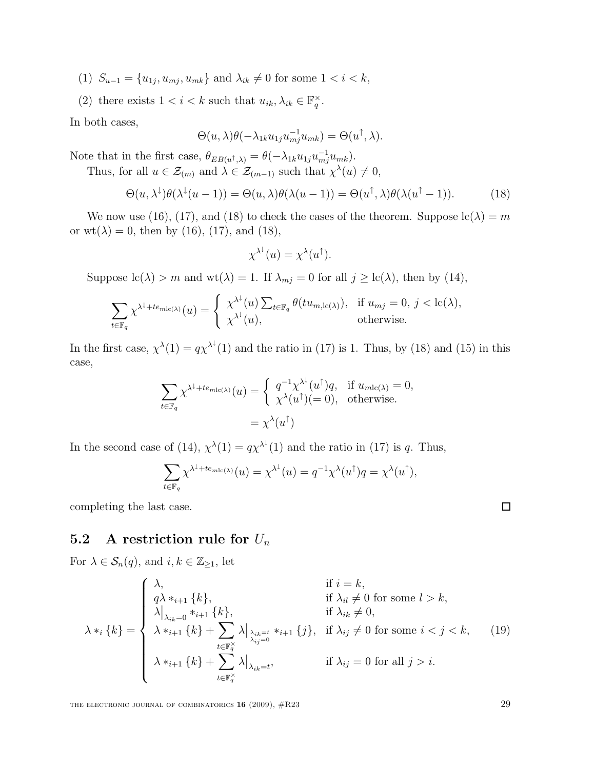(1) $S_{u-1} = \{u_{1j}, u_{mj}, u_{mk}\}$ and $\lambda_{ik} \neq 0$ for some $1 < i < k$,

(2) there exists $1 < i < k$ such that $u_{ik}, \lambda_{ik} \in \mathbb{F}_q^\times$.

In both cases,

$$\Theta(u, \lambda)\theta(-\lambda_{1k}u_{1j}u_{mj}^{-1}u_{mk}) = \Theta(u^\uparrow, \lambda).$$

Note that in the first case, $\theta_{EB(u^\uparrow,\lambda)} = \theta(-\lambda_{1k}u_{1j}u_{mj}^{-1}u_{mk})$.

Thus, for all $u \in \mathcal{Z}_{(m)}$ and $\lambda \in \mathcal{Z}_{(m-1)}$ such that $\chi^\lambda(u) \neq 0$,

$$\Theta(u, \lambda^\downarrow)\theta(\lambda^\downarrow(u-1)) = \Theta(u, \lambda)\theta(\lambda(u-1)) = \Theta(u^\uparrow, \lambda)\theta(\lambda(u^\uparrow - 1)). \tag{18}$$

We now use (16), (17), and (18) to check the cases of the theorem. Suppose $\mathrm{lc}(\lambda) = m$ or $\mathrm{wt}(\lambda) = 0$, then by (16), (17), and (18),

$$\chi^{\lambda^\downarrow}(u) = \chi^\lambda(u^\uparrow).$$

Suppose $\mathrm{lc}(\lambda) > m$ and $\mathrm{wt}(\lambda) = 1$. If $\lambda_{mj} = 0$ for all $j \geq \mathrm{lc}(\lambda)$, then by (14),

$$\sum_{t \in \mathbb{F}_q} \chi^{\lambda^\downarrow + te_{m\mathrm{lc}(\lambda)}}(u) = \begin{cases} \chi^{\lambda^\downarrow}(u) \sum_{t \in \mathbb{F}_q} \theta(tu_{m,\mathrm{lc}(\lambda)}), & \text{if } u_{mj} = 0,\ j < \mathrm{lc}(\lambda), \\ \chi^{\lambda^\downarrow}(u), & \text{otherwise.} \end{cases}$$

In the first case, $\chi^\lambda(1) = q\chi^{\lambda^\downarrow}(1)$ and the ratio in (17) is 1. Thus, by (18) and (15) in this case,

$$\begin{aligned} \sum_{t \in \mathbb{F}_q} \chi^{\lambda^\downarrow + te_{m\mathrm{lc}(\lambda)}}(u) &= \begin{cases} q^{-1}\chi^{\lambda^\downarrow}(u^\uparrow)q, & \text{if } u_{m\mathrm{lc}(\lambda)} = 0, \\ \chi^\lambda(u^\uparrow)(=0), & \text{otherwise.} \end{cases} \\ &= \chi^\lambda(u^\uparrow) \end{aligned}$$

In the second case of (14), $\chi^\lambda(1) = q\chi^{\lambda^\downarrow}(1)$ and the ratio in (17) is $q$. Thus,

$$\sum_{t \in \mathbb{F}_q} \chi^{\lambda^\downarrow + te_{m\mathrm{lc}(\lambda)}}(u) = \chi^{\lambda^\downarrow}(u) = q^{-1}\chi^\lambda(u^\uparrow)q = \chi^\lambda(u^\uparrow),$$

completing the last case. □

## 5.2 A restriction rule for $U_n$

For $\lambda \in \mathcal{S}_n(q)$, and $i, k \in \mathbb{Z}_{\geq 1}$, let

$$\lambda *_i \{k\} = \begin{cases} \lambda, & \text{if } i = k, \\ q\lambda *_{i+1} \{k\}, & \text{if } \lambda_{il} \neq 0 \text{ for some } l > k, \\ \lambda\big|_{\lambda_{ik}=0} *_{i+1} \{k\}, & \text{if } \lambda_{ik} \neq 0, \\ \lambda *_{i+1} \{k\} + \displaystyle\sum_{t \in \mathbb{F}_q^\times} \lambda\big|_{\substack{\lambda_{ik}=t \\ \lambda_{ij}=0}} *_{i+1} \{j\}, & \text{if } \lambda_{ij} \neq 0 \text{ for some } i < j < k, \\ \lambda *_{i+1} \{k\} + \displaystyle\sum_{t \in \mathbb{F}_q^\times} \lambda\big|_{\lambda_{ik}=t}, & \text{if } \lambda_{ij} = 0 \text{ for all } j > i. \end{cases} \tag{19}$$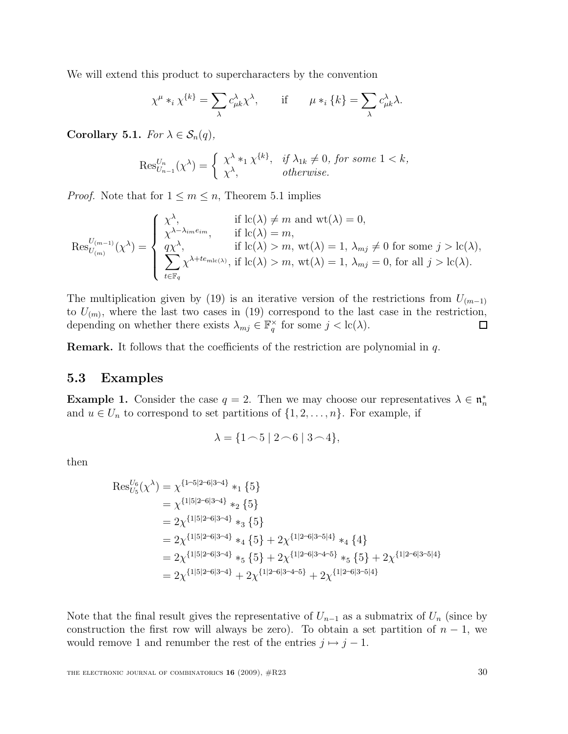We will extend this product to supercharacters by the convention

$$\chi^{\mu} *_i \chi^{\{k\}} = \sum_{\lambda} c_{\mu k}^{\lambda} \chi^{\lambda}, \qquad \text{if} \qquad \mu *_i \{k\} = \sum_{\lambda} c_{\mu k}^{\lambda} \lambda.$$

**Corollary 5.1.** *For $\lambda \in \mathcal{S}_n(q)$,*

$$\mathrm{Res}_{U_{n-1}}^{U_n}(\chi^{\lambda}) = \begin{cases} \chi^{\lambda} *_1 \chi^{\{k\}}, & \text{if } \lambda_{1k} \neq 0, \text{ for some } 1 < k, \\ \chi^{\lambda}, & \text{otherwise.} \end{cases}$$

*Proof.* Note that for $1 \leq m \leq n$, Theorem 5.1 implies

$$\mathrm{Res}_{U_{(m)}}^{U_{(m-1)}}(\chi^{\lambda}) = \begin{cases} \chi^{\lambda}, & \text{if } \mathrm{lc}(\lambda) \neq m \text{ and } \mathrm{wt}(\lambda) = 0, \\ \chi^{\lambda - \lambda_{im} e_{im}}, & \text{if } \mathrm{lc}(\lambda) = m, \\ q\chi^{\lambda}, & \text{if } \mathrm{lc}(\lambda) > m, \ \mathrm{wt}(\lambda) = 1, \ \lambda_{mj} \neq 0 \text{ for some } j > \mathrm{lc}(\lambda), \\ \displaystyle\sum_{t \in \mathbb{F}_q} \chi^{\lambda + t e_{m\mathrm{lc}(\lambda)}}, & \text{if } \mathrm{lc}(\lambda) > m, \ \mathrm{wt}(\lambda) = 1, \ \lambda_{mj} = 0, \text{ for all } j > \mathrm{lc}(\lambda). \end{cases}$$

The multiplication given by (19) is an iterative version of the restrictions from $U_{(m-1)}$ to $U_{(m)}$, where the last two cases in (19) correspond to the last case in the restriction, depending on whether there exists $\lambda_{mj} \in \mathbb{F}_q^{\times}$ for some $j < \mathrm{lc}(\lambda)$. $\square$

**Remark.** It follows that the coefficients of the restriction are polynomial in $q$.

## 5.3 Examples

**Example 1.** Consider the case $q = 2$. Then we may choose our representatives $\lambda \in \mathfrak{n}_n^*$ and $u \in U_n$ to correspond to set partitions of $\{1, 2, \ldots, n\}$. For example, if

$$\lambda = \{1 \frown 5 \mid 2 \frown 6 \mid 3 \frown 4\},$$

then

$$\begin{aligned} \mathrm{Res}_{U_5}^{U_6}(\chi^{\lambda}) &= \chi^{\{1\frown 5|2\frown 6|3\frown 4\}} *_1 \{5\} \\ &= \chi^{\{1|5|2\frown 6|3\frown 4\}} *_2 \{5\} \\ &= 2\chi^{\{1|5|2\frown 6|3\frown 4\}} *_3 \{5\} \\ &= 2\chi^{\{1|5|2\frown 6|3\frown 4\}} *_4 \{5\} + 2\chi^{\{1|2\frown 6|3\frown 5|4\}} *_4 \{4\} \\ &= 2\chi^{\{1|5|2\frown 6|3\frown 4\}} *_5 \{5\} + 2\chi^{\{1|2\frown 6|3\frown 4\frown 5\}} *_5 \{5\} + 2\chi^{\{1|2\frown 6|3\frown 5|4\}} \\ &= 2\chi^{\{1|5|2\frown 6|3\frown 4\}} + 2\chi^{\{1|2\frown 6|3\frown 4\frown 5\}} + 2\chi^{\{1|2\frown 6|3\frown 5|4\}} \end{aligned}$$

Note that the final result gives the representative of $U_{n-1}$ as a submatrix of $U_n$ (since by construction the first row will always be zero). To obtain a set partition of $n-1$, we would remove 1 and renumber the rest of the entries $j \mapsto j-1$.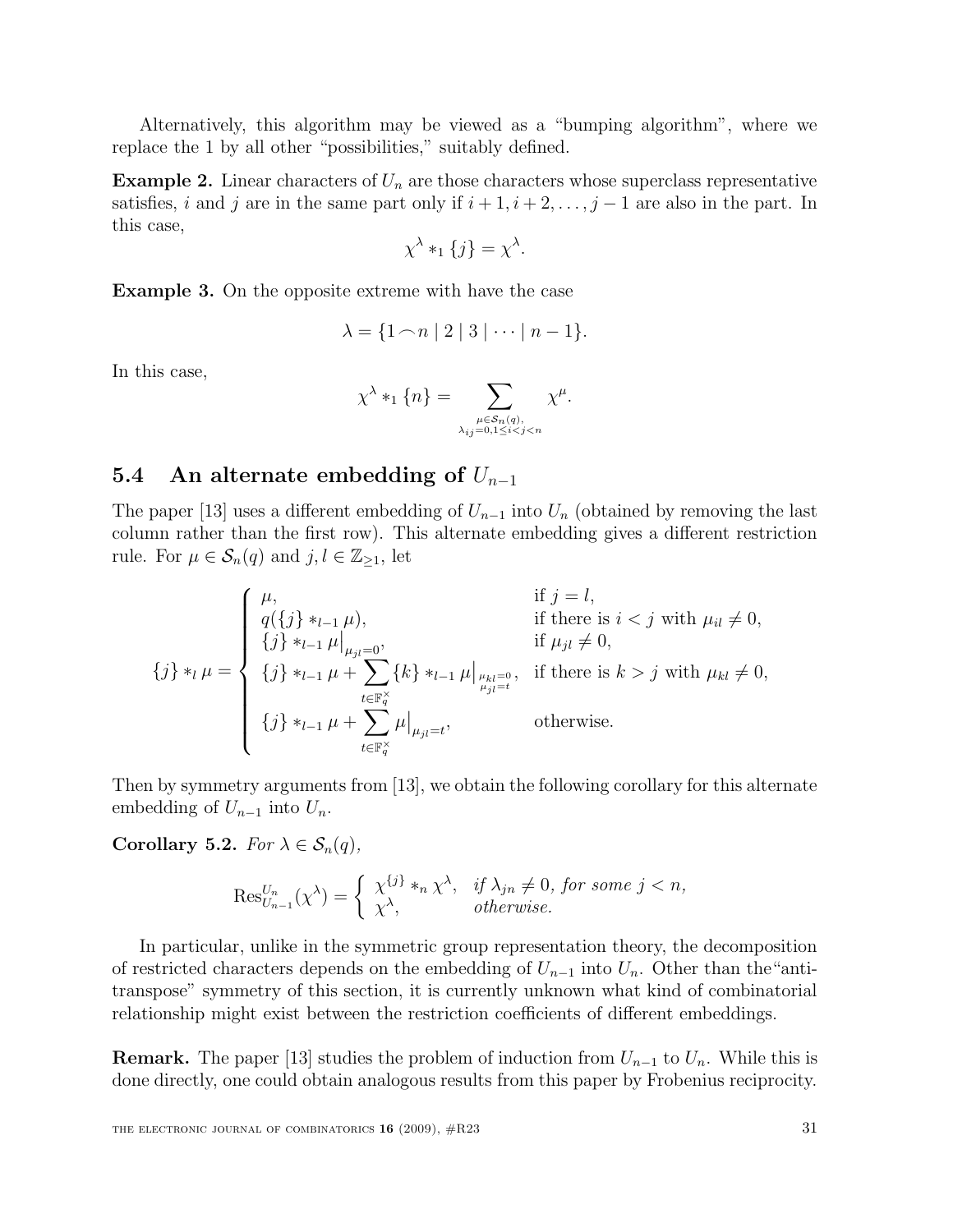Alternatively, this algorithm may be viewed as a "bumping algorithm", where we replace the 1 by all other "possibilities," suitably defined.

**Example 2.** Linear characters of $U_n$ are those characters whose superclass representative satisfies, $i$ and $j$ are in the same part only if $i+1, i+2, \ldots, j-1$ are also in the part. In this case,

$$\chi^\lambda *_1 \{j\} = \chi^\lambda.$$

**Example 3.** On the opposite extreme with have the case

$$\lambda = \{1 \frown n \mid 2 \mid 3 \mid \cdots \mid n-1\}.$$

In this case,

$$\chi^\lambda *_1 \{n\} = \sum_{\substack{\mu \in \mathcal{S}_n(q), \\ \lambda_{ij}=0, 1 \leq i < j < n}} \chi^\mu.$$

## 5.4 An alternate embedding of $U_{n-1}$

The paper [13] uses a different embedding of $U_{n-1}$ into $U_n$ (obtained by removing the last column rather than the first row). This alternate embedding gives a different restriction rule. For $\mu \in \mathcal{S}_n(q)$ and $j, l \in \mathbb{Z}_{\geq 1}$, let

$$\{j\} *_l \mu = \begin{cases} \mu, & \text{if } j = l, \\ q(\{j\} *_{l-1} \mu), & \text{if there is } i < j \text{ with } \mu_{il} \neq 0, \\ \{j\} *_{l-1} \mu\big|_{\mu_{jl}=0}, & \text{if } \mu_{jl} \neq 0, \\ \{j\} *_{l-1} \mu + \displaystyle\sum_{t \in \mathbb{F}_q^\times} \{k\} *_{l-1} \mu\big|_{\substack{\mu_{kl}=0 \\ \mu_{jl}=t}}, & \text{if there is } k > j \text{ with } \mu_{kl} \neq 0, \\ \{j\} *_{l-1} \mu + \displaystyle\sum_{t \in \mathbb{F}_q^\times} \mu\big|_{\mu_{jl}=t}, & \text{otherwise.} \end{cases}$$

Then by symmetry arguments from [13], we obtain the following corollary for this alternate embedding of $U_{n-1}$ into $U_n$.

**Corollary 5.2.** *For* $\lambda \in \mathcal{S}_n(q)$,

$$\operatorname{Res}^{U_n}_{U_{n-1}}(\chi^\lambda) = \begin{cases} \chi^{\{j\}} *_n \chi^\lambda, & \text{if } \lambda_{jn} \neq 0, \text{ for some } j < n, \\ \chi^\lambda, & \text{otherwise.} \end{cases}$$

In particular, unlike in the symmetric group representation theory, the decomposition of restricted characters depends on the embedding of $U_{n-1}$ into $U_n$. Other than the"anti-transpose" symmetry of this section, it is currently unknown what kind of combinatorial relationship might exist between the restriction coefficients of different embeddings.

**Remark.** The paper [13] studies the problem of induction from $U_{n-1}$ to $U_n$. While this is done directly, one could obtain analogous results from this paper by Frobenius reciprocity.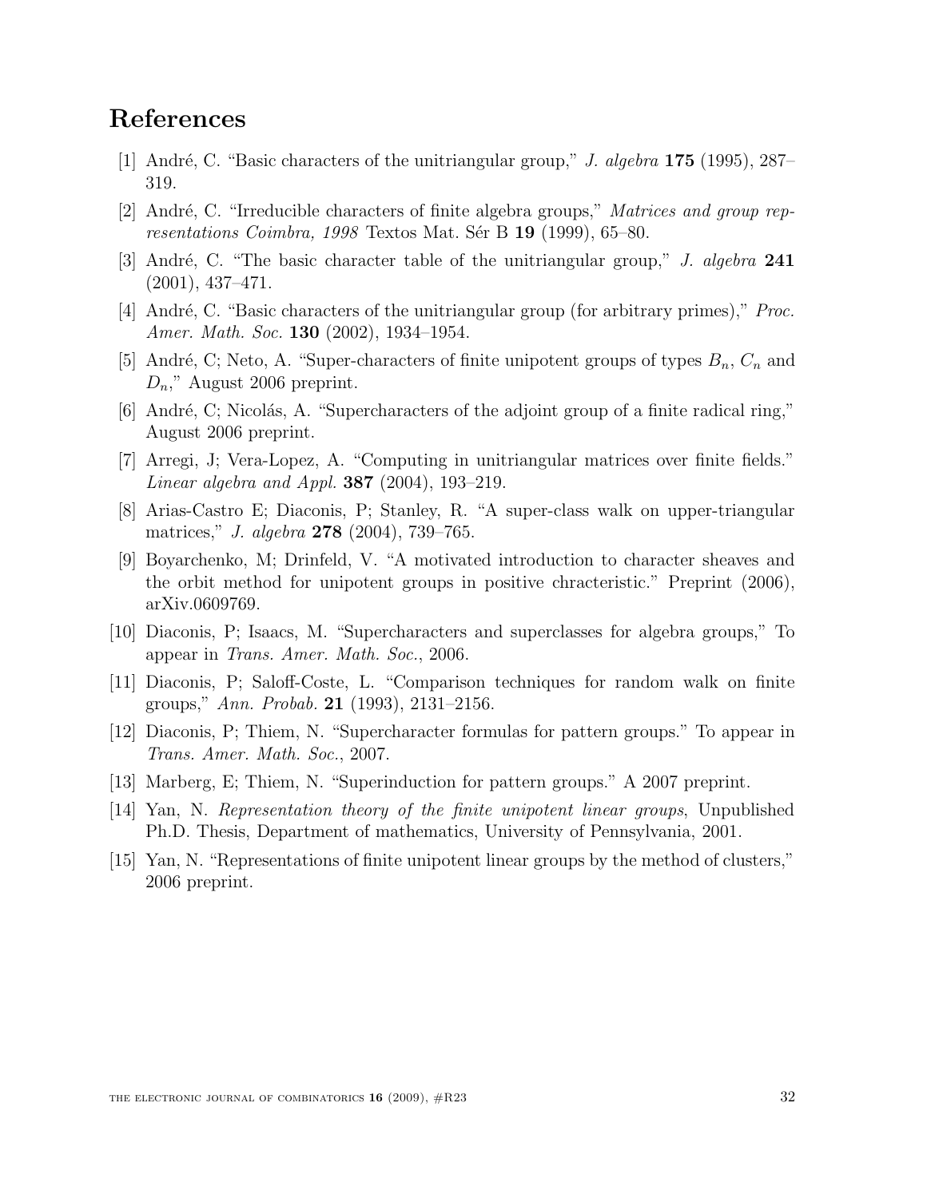## References

[1] André, C. "Basic characters of the unitriangular group," *J. algebra* **175** (1995), 287–319.

[2] André, C. "Irreducible characters of finite algebra groups," *Matrices and group representations Coimbra, 1998* Textos Mat. Sér B **19** (1999), 65–80.

[3] André, C. "The basic character table of the unitriangular group," *J. algebra* **241** (2001), 437–471.

[4] André, C. "Basic characters of the unitriangular group (for arbitrary primes)," *Proc. Amer. Math. Soc.* **130** (2002), 1934–1954.

[5] André, C; Neto, A. "Super-characters of finite unipotent groups of types $B_n$, $C_n$ and $D_n$," August 2006 preprint.

[6] André, C; Nicolás, A. "Supercharacters of the adjoint group of a finite radical ring," August 2006 preprint.

[7] Arregi, J; Vera-Lopez, A. "Computing in unitriangular matrices over finite fields." *Linear algebra and Appl.* **387** (2004), 193–219.

[8] Arias-Castro E; Diaconis, P; Stanley, R. "A super-class walk on upper-triangular matrices," *J. algebra* **278** (2004), 739–765.

[9] Boyarchenko, M; Drinfeld, V. "A motivated introduction to character sheaves and the orbit method for unipotent groups in positive chracteristic." Preprint (2006), arXiv.0609769.

[10] Diaconis, P; Isaacs, M. "Supercharacters and superclasses for algebra groups," To appear in *Trans. Amer. Math. Soc.*, 2006.

[11] Diaconis, P; Saloff-Coste, L. "Comparison techniques for random walk on finite groups," *Ann. Probab.* **21** (1993), 2131–2156.

[12] Diaconis, P; Thiem, N. "Supercharacter formulas for pattern groups." To appear in *Trans. Amer. Math. Soc.*, 2007.

[13] Marberg, E; Thiem, N. "Superinduction for pattern groups." A 2007 preprint.

[14] Yan, N. *Representation theory of the finite unipotent linear groups*, Unpublished Ph.D. Thesis, Department of mathematics, University of Pensylvania, 2001.

[15] Yan, N. "Representations of finite unipotent linear groups by the method of clusters," 2006 preprint.